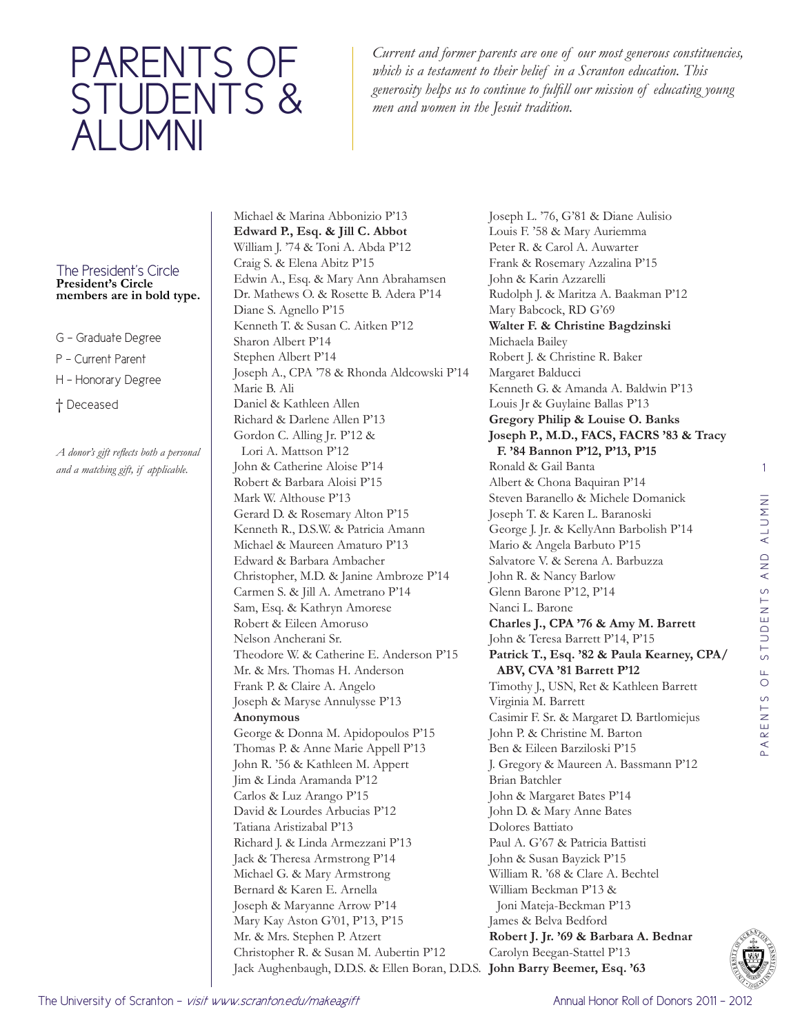# PARENTS OF STUDENTS & ALUMNI

*Current and former parents are one of our most generous constituencies, which is a testament to their belief in a Scranton education. This generosity helps us to continue to fulfill our mission of educating young men and women in the Jesuit tradition.*

The President's Circle
**President's Circle members are in bold type.**

G – Graduate Degree
P – Current Parent
H – Honorary Degree
† Deceased

*A donor's gift reflects both a personal and a matching gift, if applicable.*

Michael & Marina Abbonizio P'13
**Edward P., Esq. & Jill C. Abbot**
William J. '74 & Toni A. Abda P'12
Craig S. & Elena Abitz P'15
Edwin A., Esq. & Mary Ann Abrahamsen
Dr. Mathews O. & Rosette B. Adera P'14
Diane S. Agnello P'15
Kenneth T. & Susan C. Aitken P'12
Sharon Albert P'14
Stephen Albert P'14
Joseph A., CPA '78 & Rhonda Aldcowski P'14
Marie B. Ali
Daniel & Kathleen Allen
Richard & Darlene Allen P'13
Gordon C. Alling Jr. P'12 & Lori A. Mattson P'12
John & Catherine Aloise P'14
Robert & Barbara Aloisi P'15
Mark W. Althouse P'13
Gerard D. & Rosemary Alton P'15
Kenneth R., D.S.W. & Patricia Amann
Michael & Maureen Amaturo P'13
Edward & Barbara Ambacher
Christopher, M.D. & Janine Ambroze P'14
Carmen S. & Jill A. Ametrano P'14
Sam, Esq. & Kathryn Amorese
Robert & Eileen Amoruso
Nelson Ancherani Sr.
Theodore W. & Catherine E. Anderson P'15
Mr. & Mrs. Thomas H. Anderson
Frank P. & Claire A. Angelo
Joseph & Maryse Annulysse P'13
**Anonymous**
George & Donna M. Apidopoulos P'15
Thomas P. & Anne Marie Appell P'13
John R. '56 & Kathleen M. Appert
Jim & Linda Aramanda P'12
Carlos & Luz Arango P'15
David & Lourdes Arbucias P'12
Tatiana Aristizabal P'13
Richard J. & Linda Armezzani P'13
Jack & Theresa Armstrong P'14
Michael G. & Mary Armstrong
Bernard & Karen E. Arnella
Joseph & Maryanne Arrow P'14
Mary Kay Aston G'01, P'13, P'15
Mr. & Mrs. Stephen P. Atzert
Christopher R. & Susan M. Aubertin P'12
Jack Aughenbaugh, D.D.S. & Ellen Boran, D.D.S.
Joseph L. '76, G'81 & Diane Aulisio
Louis F. '58 & Mary Auriemma
Peter R. & Carol A. Auwarter
Frank & Rosemary Azzalina P'15
John & Karin Azzarelli
Rudolph J. & Maritza A. Baakman P'12
Mary Babcock, RD G'69
**Walter F. & Christine Bagdzinski**
Michaela Bailey
Robert J. & Christine R. Baker
Margaret Balducci
Kenneth G. & Amanda A. Baldwin P'13
Louis Jr & Guylaine Ballas P'13
**Gregory Philip & Louise O. Banks**
**Joseph P., M.D., FACS, FACRS '83 & Tracy F. '84 Bannon P'12, P'13, P'15**
Ronald & Gail Banta
Albert & Chona Baquiran P'14
Steven Baranello & Michele Domanick
Joseph T. & Karen L. Baranoski
George J. Jr. & KellyAnn Barbolish P'14
Mario & Angela Barbuto P'15
Salvatore V. & Serena A. Barbuzza
John R. & Nancy Barlow
Glenn Barone P'12, P'14
Nanci L. Barone
**Charles J., CPA '76 & Amy M. Barrett**
John & Teresa Barrett P'14, P'15
**Patrick T., Esq. '82 & Paula Kearney, CPA/ABV, CVA '81 Barrett P'12**
Timothy J., USN, Ret & Kathleen Barrett
Virginia M. Barrett
Casimir F. Sr. & Margaret D. Bartlomiejus
John P. & Christine M. Barton
Ben & Eileen Barziloski P'15
J. Gregory & Maureen A. Bassmann P'12
Brian Batchler
John & Margaret Bates P'14
John D. & Mary Anne Bates
Dolores Battiato
Paul A. G'67 & Patricia Battisti
John & Susan Bayzick P'15
William R. '68 & Clare A. Bechtel
William Beckman P'13 & Joni Mateja-Beckman P'13
James & Belva Bedford
**Robert J. Jr. '69 & Barbara A. Bednar**
Carolyn Beegan-Stattel P'13
**John Barry Beemer, Esq. '63**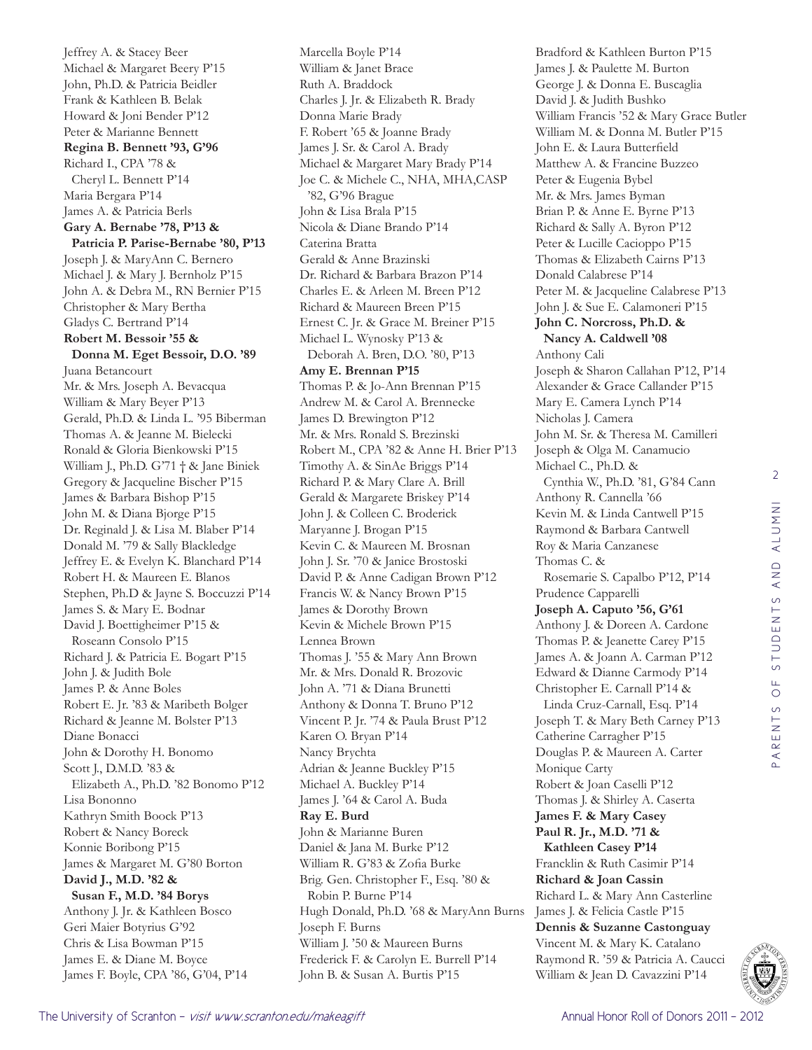Jeffrey A. & Stacey Beer
Michael & Margaret Beery P'15
John, Ph.D. & Patricia Beidler
Frank & Kathleen B. Belak
Howard & Joni Bender P'12
Peter & Marianne Bennett
**Regina B. Bennett '93, G'96**
Richard I., CPA '78 &
Cheryl L. Bennett P'14
Maria Bergara P'14
James A. & Patricia Berls
**Gary A. Bernabe '78, P'13 &
Patricia P. Parise-Bernabe '80, P'13**
Joseph J. & MaryAnn C. Bernero
Michael J. & Mary J. Bernholz P'15
John A. & Debra M., RN Bernier P'15
Christopher & Mary Bertha
Gladys C. Bertrand P'14
**Robert M. Bessoir '55 &
Donna M. Eget Bessoir, D.O. '89**
Juana Betancourt
Mr. & Mrs. Joseph A. Bevacqua
William & Mary Beyer P'13
Gerald, Ph.D. & Linda L. '95 Biberman
Thomas A. & Jeanne M. Bielecki
Ronald & Gloria Bienkowski P'15
William J., Ph.D. G'71 † & Jane Biniek
Gregory & Jacqueline Bischer P'15
James & Barbara Bishop P'15
John M. & Diana Bjorge P'15
Dr. Reginald J. & Lisa M. Blaber P'14
Donald M. '79 & Sally Blackledge
Jeffrey E. & Evelyn K. Blanchard P'14
Robert H. & Maureen E. Blanos
Stephen, Ph.D & Jayne S. Boccuzzi P'14
James S. & Mary E. Bodnar
David J. Boettigheimer P'15 &
Roseann Consolo P'15
Richard J. & Patricia E. Bogart P'15
John J. & Judith Bole
James P. & Anne Boles
Robert E. Jr. '83 & Maribeth Bolger
Richard & Jeanne M. Bolster P'13
Diane Bonacci
John & Dorothy H. Bonomo
Scott J., D.M.D. '83 &
Elizabeth A., Ph.D. '82 Bonomo P'12
Lisa Bononno
Kathryn Smith Boock P'13
Robert & Nancy Boreck
Konnie Boribong P'15
James & Margaret M. G'80 Borton
**David J., M.D. '82 &
Susan F., M.D. '84 Borys**
Anthony J. Jr. & Kathleen Bosco
Geri Maier Botyrius G'92
Chris & Lisa Bowman P'15
James E. & Diane M. Boyce
James F. Boyle, CPA '86, G'04, P'14
Marcella Boyle P'14
William & Janet Brace
Ruth A. Braddock
Charles J. Jr. & Elizabeth R. Brady
Donna Marie Brady
F. Robert '65 & Joanne Brady
James J. Sr. & Carol A. Brady
Michael & Margaret Mary Brady P'14
Joe C. & Michele C., NHA, MHA,CASP
'82, G'96 Brague
John & Lisa Brala P'15
Nicola & Diane Brando P'14
Caterina Bratta
Gerald & Anne Brazinski
Dr. Richard & Barbara Brazon P'14
Charles E. & Arleen M. Breen P'12
Richard & Maureen Breen P'15
Ernest C. Jr. & Grace M. Breiner P'15
Michael L. Wynosky P'13 &
Deborah A. Bren, D.O. '80, P'13
**Amy E. Brennan P'15**
Thomas P. & Jo-Ann Brennan P'15
Andrew M. & Carol A. Brennecke
James D. Brewington P'12
Mr. & Mrs. Ronald S. Brezinski
Robert M., CPA '82 & Anne H. Brier P'13
Timothy A. & SinAe Briggs P'14
Richard P. & Mary Clare A. Brill
Gerald & Margarete Briskey P'14
John J. & Colleen C. Broderick
Maryanne J. Brogan P'15
Kevin C. & Maureen M. Brosnan
John J. Sr. '70 & Janice Brostoski
David P. & Anne Cadigan Brown P'12
Francis W. & Nancy Brown P'15
James & Dorothy Brown
Kevin & Michele Brown P'15
Lennea Brown
Thomas J. '55 & Mary Ann Brown
Mr. & Mrs. Donald R. Brozovic
John A. '71 & Diana Brunetti
Anthony & Donna T. Bruno P'12
Vincent P. Jr. '74 & Paula Brust P'12
Karen O. Bryan P'14
Nancy Brychta
Adrian & Jeanne Buckley P'15
Michael A. Buckley P'14
James J. '64 & Carol A. Buda
**Ray E. Burd**
John & Marianne Buren
Daniel & Jana M. Burke P'12
William R. G'83 & Zofia Burke
Brig. Gen. Christopher F., Esq. '80 &
Robin P. Burne P'14
Hugh Donald, Ph.D. '68 & MaryAnn Burns
Joseph F. Burns
William J. '50 & Maureen Burns
Frederick F. & Carolyn E. Burrell P'14
John B. & Susan A. Burtis P'15
Bradford & Kathleen Burton P'15
James J. & Paulette M. Burton
George J. & Donna E. Buscaglia
David J. & Judith Bushko
William Francis '52 & Mary Grace Butler
William M. & Donna M. Butler P'15
John E. & Laura Butterfield
Matthew A. & Francine Buzzeo
Peter & Eugenia Bybel
Mr. & Mrs. James Byman
Brian P. & Anne E. Byrne P'13
Richard & Sally A. Byron P'12
Peter & Lucille Cacioppo P'15
Thomas & Elizabeth Cairns P'13
Donald Calabrese P'14
Peter M. & Jacqueline Calabrese P'13
John J. & Sue E. Calamoneri P'15
**John C. Norcross, Ph.D. &
Nancy A. Caldwell '08**
Anthony Cali
Joseph & Sharon Callahan P'12, P'14
Alexander & Grace Callander P'15
Mary E. Camera Lynch P'14
Nicholas J. Camera
John M. Sr. & Theresa M. Camilleri
Joseph & Olga M. Canamucio
Michael C., Ph.D. &
Cynthia W., Ph.D. '81, G'84 Cann
Anthony R. Cannella '66
Kevin M. & Linda Cantwell P'15
Raymond & Barbara Cantwell
Roy & Maria Canzanese
Thomas C. &
Rosemarie S. Capalbo P'12, P'14
Prudence Capparelli
**Joseph A. Caputo '56, G'61**
Anthony J. & Doreen A. Cardone
Thomas P. & Jeanette Carey P'15
James A. & Joann A. Carman P'12
Edward & Dianne Carmody P'14
Christopher E. Carnall P'14 &
Linda Cruz-Carnall, Esq. P'14
Joseph T. & Mary Beth Carney P'13
Catherine Carragher P'15
Douglas P. & Maureen A. Carter
Monique Carty
Robert & Joan Caselli P'12
Thomas J. & Shirley A. Caserta
**James F. & Mary Casey**
**Paul R. Jr., M.D. '71 &
Kathleen Casey P'14**
Francklin & Ruth Casimir P'14
**Richard & Joan Cassin**
Richard L. & Mary Ann Casterline
James J. & Felicia Castle P'15
**Dennis & Suzanne Castonguay**
Vincent M. & Mary K. Catalano
Raymond R. '59 & Patricia A. Caucci
William & Jean D. Cavazzini P'14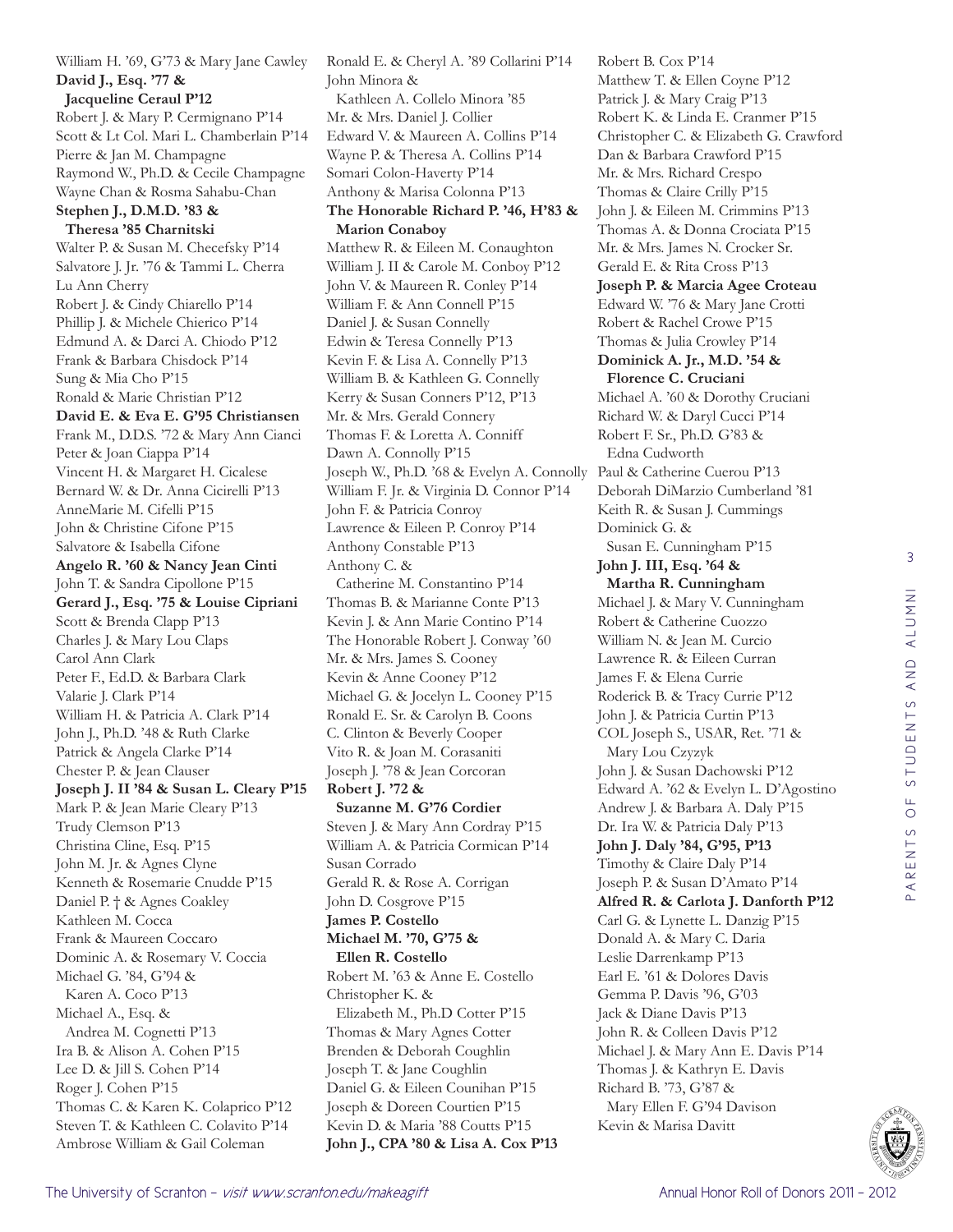William H. '69, G'73 & Mary Jane Cawley
**David J., Esq. '77 & Jacqueline Ceraul P'12**
Robert J. & Mary P. Cermignano P'14
Scott & Lt Col. Mari L. Chamberlain P'14
Pierre & Jan M. Champagne
Raymond W., Ph.D. & Cecile Champagne
Wayne Chan & Rosma Sahabu-Chan
**Stephen J., D.M.D. '83 & Theresa '85 Charnitski**
Walter P. & Susan M. Checefsky P'14
Salvatore J. Jr. '76 & Tammi L. Cherra
Lu Ann Cherry
Robert J. & Cindy Chiarello P'14
Phillip J. & Michele Chierico P'14
Edmund A. & Darci A. Chiodo P'12
Frank & Barbara Chisdock P'14
Sung & Mia Cho P'15
Ronald & Marie Christian P'12
**David E. & Eva E. G'95 Christiansen**
Frank M., D.D.S. '72 & Mary Ann Cianci
Peter & Joan Ciappa P'14
Vincent H. & Margaret H. Cicalese
Bernard W. & Dr. Anna Cicirelli P'13
AnneMarie M. Cifelli P'15
John & Christine Cifone P'15
Salvatore & Isabella Cifone
**Angelo R. '60 & Nancy Jean Cinti**
John T. & Sandra Cipollone P'15
**Gerard J., Esq. '75 & Louise Cipriani**
Scott & Brenda Clapp P'13
Charles J. & Mary Lou Claps
Carol Ann Clark
Peter F., Ed.D. & Barbara Clark
Valarie J. Clark P'14
William H. & Patricia A. Clark P'14
John J., Ph.D. '48 & Ruth Clarke
Patrick & Angela Clarke P'14
Chester P. & Jean Clauser
**Joseph J. II '84 & Susan L. Cleary P'15**
Mark P. & Jean Marie Cleary P'13
Trudy Clemson P'13
Christina Cline, Esq. P'15
John M. Jr. & Agnes Clyne
Kenneth & Rosemarie Cnudde P'15
Daniel P. † & Agnes Coakley
Kathleen M. Cocca
Frank & Maureen Coccaro
Dominic A. & Rosemary V. Coccia
Michael G. '84, G'94 & Karen A. Coco P'13
Michael A., Esq. & Andrea M. Cognetti P'13
Ira B. & Alison A. Cohen P'15
Lee D. & Jill S. Cohen P'14
Roger J. Cohen P'15
Thomas C. & Karen K. Colaprico P'12
Steven T. & Kathleen C. Colavito P'14
Ambrose William & Gail Coleman
Ronald E. & Cheryl A. '89 Collarini P'14
John Minora & Kathleen A. Collelo Minora '85
Mr. & Mrs. Daniel J. Collier
Edward V. & Maureen A. Collins P'14
Wayne P. & Theresa A. Collins P'14
Somari Colon-Haverty P'14
Anthony & Marisa Colonna P'13
**The Honorable Richard P. '46, H'83 & Marion Conaboy**
Matthew R. & Eileen M. Conaughton
William J. II & Carole M. Conboy P'12
John V. & Maureen R. Conley P'14
William F. & Ann Connell P'15
Daniel J. & Susan Connelly
Edwin & Teresa Connelly P'13
Kevin F. & Lisa A. Connelly P'13
William B. & Kathleen G. Connelly
Kerry & Susan Conners P'12, P'13
Mr. & Mrs. Gerald Connery
Thomas F. & Loretta A. Conniff
Dawn A. Connolly P'15
Joseph W., Ph.D. '68 & Evelyn A. Connolly
William F. Jr. & Virginia D. Connor P'14
John F. & Patricia Conroy
Lawrence & Eileen P. Conroy P'14
Anthony Constable P'13
Anthony C. & Catherine M. Constantino P'14
Thomas B. & Marianne Conte P'13
Kevin J. & Ann Marie Contino P'14
The Honorable Robert J. Conway '60
Mr. & Mrs. James S. Cooney
Kevin & Anne Cooney P'12
Michael G. & Jocelyn L. Cooney P'15
Ronald E. Sr. & Carolyn B. Coons
C. Clinton & Beverly Cooper
Vito R. & Joan M. Corasaniti
Joseph J. '78 & Jean Corcoran
**Robert J. '72 & Suzanne M. G'76 Cordier**
Steven J. & Mary Ann Cordray P'15
William A. & Patricia Cormican P'14
Susan Corrado
Gerald R. & Rose A. Corrigan
John D. Cosgrove P'15
**James P. Costello**
**Michael M. '70, G'75 & Ellen R. Costello**
Robert M. '63 & Anne E. Costello
Christopher K. & Elizabeth M., Ph.D Cotter P'15
Thomas & Mary Agnes Cotter
Brenden & Deborah Coughlin
Joseph T. & Jane Coughlin
Daniel G. & Eileen Counihan P'15
Joseph & Doreen Courtien P'15
Kevin D. & Maria '88 Coutts P'15
**John J., CPA '80 & Lisa A. Cox P'13**
Robert B. Cox P'14
Matthew T. & Ellen Coyne P'12
Patrick J. & Mary Craig P'13
Robert K. & Linda E. Cranmer P'15
Christopher C. & Elizabeth G. Crawford
Dan & Barbara Crawford P'15
Mr. & Mrs. Richard Crespo
Thomas & Claire Crilly P'15
John J. & Eileen M. Crimmins P'13
Thomas A. & Donna Crociata P'15
Mr. & Mrs. James N. Crocker Sr.
Gerald E. & Rita Cross P'13
**Joseph P. & Marcia Agee Croteau**
Edward W. '76 & Mary Jane Crotti
Robert & Rachel Crowe P'15
Thomas & Julia Crowley P'14
**Dominick A. Jr., M.D. '54 & Florence C. Cruciani**
Michael A. '60 & Dorothy Cruciani
Richard W. & Daryl Cucci P'14
Robert F. Sr., Ph.D. G'83 & Edna Cudworth
Paul & Catherine Cuerou P'13
Deborah DiMarzio Cumberland '81
Keith R. & Susan J. Cummings
Dominick G. & Susan E. Cunningham P'15
**John J. III, Esq. '64 & Martha R. Cunningham**
Michael J. & Mary V. Cunningham
Robert & Catherine Cuozzo
William N. & Jean M. Curcio
Lawrence R. & Eileen Curran
James F. & Elena Currie
Roderick B. & Tracy Currie P'12
John J. & Patricia Curtin P'13
COL Joseph S., USAR, Ret. '71 & Mary Lou Czyzyk
John J. & Susan Dachowski P'12
Edward A. '62 & Evelyn L. D'Agostino
Andrew J. & Barbara A. Daly P'15
Dr. Ira W. & Patricia Daly P'13
**John J. Daly '84, G'95, P'13**
Timothy & Claire Daly P'14
Joseph P. & Susan D'Amato P'14
**Alfred R. & Carlota J. Danforth P'12**
Carl G. & Lynette L. Danzig P'15
Donald A. & Mary C. Daria
Leslie Darrenkamp P'13
Earl E. '61 & Dolores Davis
Gemma P. Davis '96, G'03
Jack & Diane Davis P'13
John R. & Colleen Davis P'12
Michael J. & Mary Ann E. Davis P'14
Thomas J. & Kathryn E. Davis
Richard B. '73, G'87 & Mary Ellen F. G'94 Davison
Kevin & Marisa Davitt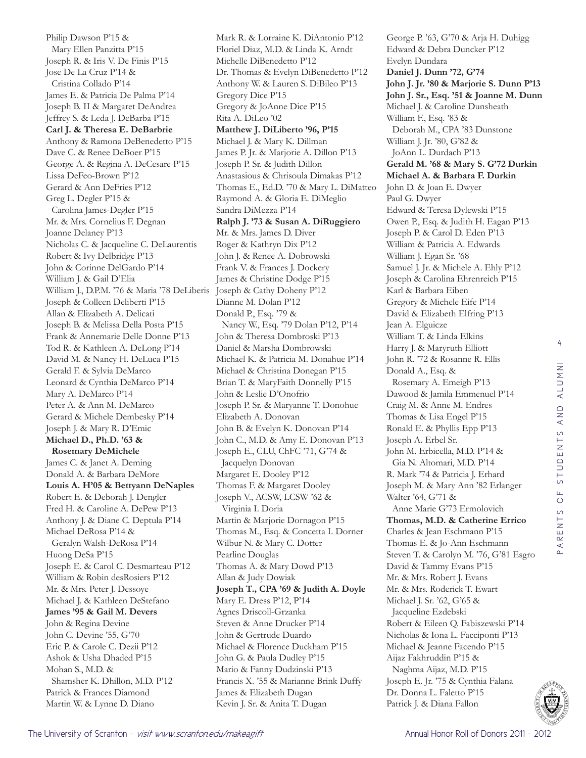Philip Dawson P'15 &
Mary Ellen Panzitta P'15
Joseph R. & Iris V. De Finis P'15
Jose De La Cruz P'14 &
Cristina Collado P'14
James E. & Patricia De Palma P'14
Joseph B. II & Margaret DeAndrea
Jeffrey S. & Leda J. DeBarba P'15
**Carl J. & Theresa E. DeBarbrie**
Anthony & Ramona DeBenedetto P'15
Dave C. & Renee DeBoer P'15
George A. & Regina A. DeCesare P'15
Lissa DeFeo-Brown P'12
Gerard & Ann DeFries P'12
Greg L. Degler P'15 &
Carolina James-Degler P'15
Mr. & Mrs. Cornelius F. Degnan
Joanne Delaney P'13
Nicholas C. & Jacqueline C. DeLaurentis
Robert & Ivy Delbridge P'13
John & Corinne DelGardo P'14
William J. & Gail D'Elia
William J., D.P.M. '76 & Maria '78 DeLiberis
Joseph & Colleen Deliberti P'15
Allan & Elizabeth A. Delicati
Joseph B. & Melissa Della Posta P'15
Frank & Annemarie Delle Donne P'13
Tod R. & Kathleen A. DeLong P'14
David M. & Nancy H. DeLuca P'15
Gerald F. & Sylvia DeMarco
Leonard & Cynthia DeMarco P'14
Mary A. DeMarco P'14
Peter A. & Ann M. DeMarco
Gerard & Michele Dembesky P'14
Joseph J. & Mary R. D'Emic
**Michael D., Ph.D. '63 &**
**Rosemary DeMichele**
James C. & Janet A. Deming
Donald A. & Barbara DeMore
**Louis A. H'05 & Bettyann DeNaples**
Robert E. & Deborah J. Dengler
Fred H. & Caroline A. DePew P'13
Anthony J. & Diane C. Deptula P'14
Michael DeRosa P'14 &
Geralyn Walsh-DeRosa P'14
Huong DeSa P'15
Joseph E. & Carol C. Desmarteau P'12
William & Robin desRosiers P'12
Mr. & Mrs. Peter J. Dessoye
Michael J. & Kathleen DeStefano
**James '95 & Gail M. Devers**
John & Regina Devine
John C. Devine '55, G'70
Eric P. & Carole C. Dezii P'12
Ashok & Usha Dhaded P'15
Mohan S., M.D. &
Shamsher K. Dhillon, M.D. P'12
Patrick & Frances Diamond
Martin W. & Lynne D. Diano
Mark R. & Lorraine K. DiAntonio P'12
Floriel Diaz, M.D. & Linda K. Arndt
Michelle DiBenedetto P'12
Dr. Thomas & Evelyn DiBenedetto P'12
Anthony W. & Lauren S. DiBileo P'13
Gregory Dice P'15
Gregory & JoAnne Dice P'15
Rita A. DiLeo '02
**Matthew J. DiLiberto '96, P'15**
Michael J. & Mary K. Dillman
James P. Jr. & Marjorie A. Dillon P'13
Joseph P. Sr. & Judith Dillon
Anastasious & Chrisoula Dimakas P'12
Thomas E., Ed.D. '70 & Mary L. DiMatteo
Raymond A. & Gloria E. DiMeglio
Sandra DiMezza P'14
**Ralph J. '73 & Susan A. DiRuggiero**
Mr. & Mrs. James D. Diver
Roger & Kathryn Dix P'12
John J. & Renee A. Dobrowski
Frank V. & Frances J. Dockery
James & Christine Dodge P'15
Joseph & Cathy Doheny P'12
Dianne M. Dolan P'12
Donald P., Esq. '79 &
Nancy W., Esq. '79 Dolan P'12, P'14
John & Theresa Dombroski P'13
Daniel & Marsha Dombrowski
Michael K. & Patricia M. Donahue P'14
Michael & Christina Donegan P'15
Brian T. & MaryFaith Donnelly P'15
John & Leslie D'Onofrio
Joseph P. Sr. & Maryanne T. Donohue
Elizabeth A. Donovan
John B. & Evelyn K. Donovan P'14
John C., M.D. & Amy E. Donovan P'13
Joseph E., CLU, ChFC '71, G'74 &
Jacquelyn Donovan
Margaret E. Dooley P'12
Thomas F. & Margaret Dooley
Joseph V., ACSW, LCSW '62 &
Virginia I. Doria
Martin & Marjorie Dornagon P'15
Thomas M., Esq. & Concetta I. Dorner
Wilbur N. & Mary C. Dotter
Pearline Douglas
Thomas A. & Mary Dowd P'13
Allan & Judy Dowiak
**Joseph T., CPA '69 & Judith A. Doyle**
Mary E. Dress P'12, P'14
Agnes Driscoll-Grzanka
Steven & Anne Drucker P'14
John & Gertrude Duardo
Michael & Florence Duckham P'15
John G. & Paula Dudley P'15
Mario & Fanny Dudzinski P'13
Francis X. '55 & Marianne Brink Duffy
James & Elizabeth Dugan
Kevin J. Sr. & Anita T. Dugan
George P. '63, G'70 & Arja H. Duhigg
Edward & Debra Duncker P'12
Evelyn Dundara
**Daniel J. Dunn '72, G'74**
**John J. Jr. '80 & Marjorie S. Dunn P'13**
**John J. Sr., Esq. '51 & Joanne M. Dunn**
Michael J. & Caroline Dunsheath
William F., Esq. '83 &
Deborah M., CPA '83 Dunstone
William J. Jr. '80, G'82 &
JoAnn L. Durdach P'13
**Gerald M. '68 & Mary S. G'72 Durkin**
**Michael A. & Barbara F. Durkin**
John D. & Joan E. Dwyer
Paul G. Dwyer
Edward & Teresa Dylewski P'15
Owen P., Esq. & Judith H. Eagan P'13
Joseph P. & Carol D. Eden P'13
William & Patricia A. Edwards
William J. Egan Sr. '68
Samuel J. Jr. & Michele A. Ehly P'12
Joseph & Carolina Ehrenreich P'15
Karl & Barbara Eiben
Gregory & Michele Eife P'14
David & Elizabeth Elfring P'13
Jean A. Elguicze
William T. & Linda Elkins
Harry J. & Maryruth Elliott
John R. '72 & Rosanne R. Ellis
Donald A., Esq. &
Rosemary A. Emeigh P'13
Dawood & Jamila Emmenuel P'14
Craig M. & Anne M. Endres
Thomas & Lisa Engel P'15
Ronald E. & Phyllis Epp P'13
Joseph A. Erbel Sr.
John M. Erbicella, M.D. P'14 &
Gia N. Altomari, M.D. P'14
R. Mark '74 & Patricia J. Erhard
Joseph M. & Mary Ann '82 Erlanger
Walter '64, G'71 &
Anne Marie G'73 Ermolovich
**Thomas, M.D. & Catherine Errico**
Charles & Jean Eschmann P'15
Thomas E. & Jo-Ann Eschmann
Steven T. & Carolyn M. '76, G'81 Esgro
David & Tammy Evans P'15
Mr. & Mrs. Robert J. Evans
Mr. & Mrs. Roderick T. Ewart
Michael J. Sr. '62, G'65 &
Jacqueline Ezdebski
Robert & Eileen Q. Fabiszewski P'14
Nicholas & Iona L. Facciponti P'13
Michael & Jeanne Facendo P'15
Aijaz Fakhruddin P'15 &
Naghma Aijaz, M.D. P'15
Joseph E. Jr. '75 & Cynthia Falana
Dr. Donna L. Faletto P'15
Patrick J. & Diana Fallon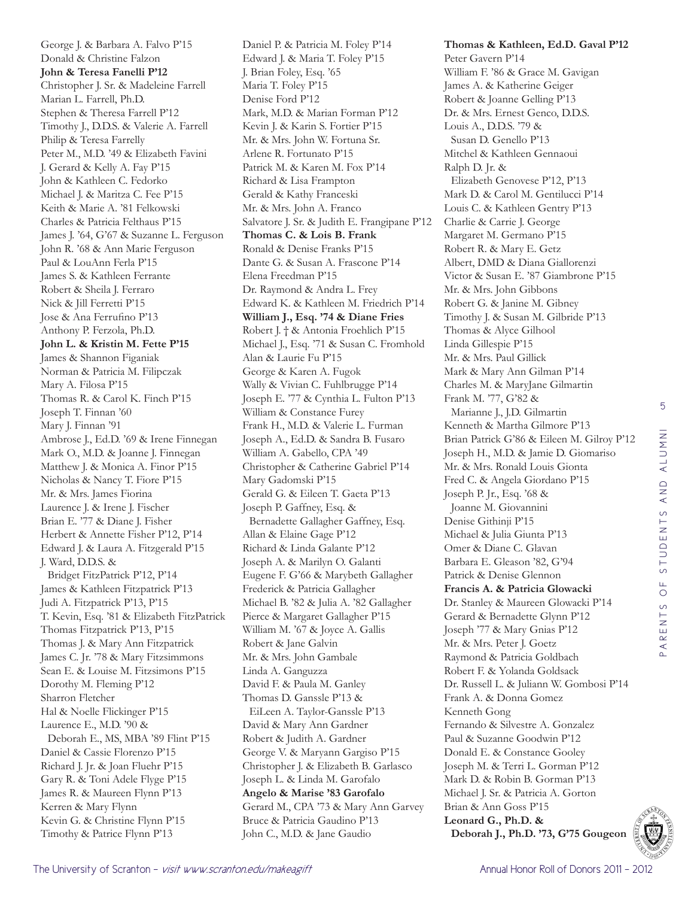George J. & Barbara A. Falvo P'15
Donald & Christine Falzon
**John & Teresa Fanelli P'12**
Christopher J. Sr. & Madeleine Farrell
Marian L. Farrell, Ph.D.
Stephen & Theresa Farrell P'12
Timothy J., D.D.S. & Valerie A. Farrell
Philip & Teresa Farrelly
Peter M., M.D. '49 & Elizabeth Favini
J. Gerard & Kelly A. Fay P'15
John & Kathleen C. Fedorko
Michael J. & Maritza C. Fee P'15
Keith & Marie A. '81 Felkowski
Charles & Patricia Felthaus P'15
James J. '64, G'67 & Suzanne L. Ferguson
John R. '68 & Ann Marie Ferguson
Paul & LouAnn Ferla P'15
James S. & Kathleen Ferrante
Robert & Sheila J. Ferraro
Nick & Jill Ferretti P'15
Jose & Ana Ferrufino P'13
Anthony P. Ferzola, Ph.D.
**John L. & Kristin M. Fette P'15**
James & Shannon Figaniak
Norman & Patricia M. Filipczak
Mary A. Filosa P'15
Thomas R. & Carol K. Finch P'15
Joseph T. Finnan '60
Mary J. Finnan '91
Ambrose J., Ed.D. '69 & Irene Finnegan
Mark O., M.D. & Joanne J. Finnegan
Matthew J. & Monica A. Finor P'15
Nicholas & Nancy T. Fiore P'15
Mr. & Mrs. James Fiorina
Laurence J. & Irene J. Fischer
Brian E. '77 & Diane J. Fisher
Herbert & Annette Fisher P'12, P'14
Edward J. & Laura A. Fitzgerald P'15
J. Ward, D.D.S. & Bridget FitzPatrick P'12, P'14
James & Kathleen Fitzpatrick P'13
Judi A. Fitzpatrick P'13, P'15
T. Kevin, Esq. '81 & Elizabeth FitzPatrick
Thomas Fitzpatrick P'13, P'15
Thomas J. & Mary Ann Fitzpatrick
James C. Jr. '78 & Mary Fitzsimmons
Sean E. & Louise M. Fitzsimons P'15
Dorothy M. Fleming P'12
Sharron Fletcher
Hal & Noelle Flickinger P'15
Laurence E., M.D. '90 & Deborah E., MS, MBA '89 Flint P'15
Daniel & Cassie Florenzo P'15
Richard J. Jr. & Joan Fluehr P'15
Gary R. & Toni Adele Flyge P'15
James R. & Maureen Flynn P'13
Kerren & Mary Flynn
Kevin G. & Christine Flynn P'15
Timothy & Patrice Flynn P'13
Daniel P. & Patricia M. Foley P'14
Edward J. & Maria T. Foley P'15
J. Brian Foley, Esq. '65
Maria T. Foley P'15
Denise Ford P'12
Mark, M.D. & Marian Forman P'12
Kevin J. & Karin S. Fortier P'15
Mr. & Mrs. John W. Fortuna Sr.
Arlene R. Fortunato P'15
Patrick M. & Karen M. Fox P'14
Richard & Lisa Frampton
Gerald & Kathy Franceski
Mr. & Mrs. John A. Franco
Salvatore J. Sr. & Judith E. Frangipane P'12
**Thomas C. & Lois B. Frank**
Ronald & Denise Franks P'15
Dante G. & Susan A. Frascone P'14
Elena Freedman P'15
Dr. Raymond & Andra L. Frey
Edward K. & Kathleen M. Friedrich P'14
**William J., Esq. '74 & Diane Fries**
Robert J. † & Antonia Froehlich P'15
Michael J., Esq. '71 & Susan C. Fromhold
Alan & Laurie Fu P'15
George & Karen A. Fugok
Wally & Vivian C. Fuhlbrugge P'14
Joseph E. '77 & Cynthia L. Fulton P'13
William & Constance Furey
Frank H., M.D. & Valerie L. Furman
Joseph A., Ed.D. & Sandra B. Fusaro
William A. Gabello, CPA '49
Christopher & Catherine Gabriel P'14
Mary Gadomski P'15
Gerald G. & Eileen T. Gaeta P'13
Joseph P. Gaffney, Esq. & Bernadette Gallagher Gaffney, Esq.
Allan & Elaine Gage P'12
Richard & Linda Galante P'12
Joseph A. & Marilyn O. Galanti
Eugene F. G'66 & Marybeth Gallagher
Frederick & Patricia Gallagher
Michael B. '82 & Julia A. '82 Gallagher
Pierce & Margaret Gallagher P'15
William M. '67 & Joyce A. Gallis
Robert & Jane Galvin
Mr. & Mrs. John Gambale
Linda A. Ganguzza
David F. & Paula M. Ganley
Thomas D. Ganssle P'13 & EiLeen A. Taylor-Ganssle P'13
David & Mary Ann Gardner
Robert & Judith A. Gardner
George V. & Maryann Gargiso P'15
Christopher J. & Elizabeth B. Garlasco
Joseph L. & Linda M. Garofalo
**Angelo & Marise '83 Garofalo**
Gerard M., CPA '73 & Mary Ann Garvey
Bruce & Patricia Gaudino P'13
John C., M.D. & Jane Gaudio
**Thomas & Kathleen, Ed.D. Gaval P'12**
Peter Gavern P'14
William F. '86 & Grace M. Gavigan
James A. & Katherine Geiger
Robert & Joanne Gelling P'13
Dr. & Mrs. Ernest Genco, D.D.S.
Louis A., D.D.S. '79 & Susan D. Genello P'13
Mitchel & Kathleen Gennaoui
Ralph D. Jr. & Elizabeth Genovese P'12, P'13
Mark D. & Carol M. Gentilucci P'14
Louis C. & Kathleen Gentry P'13
Charlie & Carrie J. George
Margaret M. Germano P'15
Robert R. & Mary E. Getz
Albert, DMD & Diana Giallorenzi
Victor & Susan E. '87 Giambrone P'15
Mr. & Mrs. John Gibbons
Robert G. & Janine M. Gibney
Timothy J. & Susan M. Gilbride P'13
Thomas & Alyce Gilhool
Linda Gillespie P'15
Mr. & Mrs. Paul Gillick
Mark & Mary Ann Gilman P'14
Charles M. & MaryJane Gilmartin
Frank M. '77, G'82 & Marianne J., J.D. Gilmartin
Kenneth & Martha Gilmore P'13
Brian Patrick G'86 & Eileen M. Gilroy P'12
Joseph H., M.D. & Jamie D. Giomariso
Mr. & Mrs. Ronald Louis Gionta
Fred C. & Angela Giordano P'15
Joseph P. Jr., Esq. '68 & Joanne M. Giovannini
Denise Githinji P'15
Michael & Julia Giunta P'13
Omer & Diane C. Glavan
Barbara E. Gleason '82, G'94
Patrick & Denise Glennon
**Francis A. & Patricia Glowacki**
Dr. Stanley & Maureen Glowacki P'14
Gerard & Bernadette Glynn P'12
Joseph '77 & Mary Gnias P'12
Mr. & Mrs. Peter J. Goetz
Raymond & Patricia Goldbach
Robert F. & Yolanda Goldsack
Dr. Russell L. & Juliann W. Gombosi P'14
Frank A. & Donna Gomez
Kenneth Gong
Fernando & Silvestre A. Gonzalez
Paul & Suzanne Goodwin P'12
Donald E. & Constance Gooley
Joseph M. & Terri L. Gorman P'12
Mark D. & Robin B. Gorman P'13
Michael J. Sr. & Patricia A. Gorton
Brian & Ann Goss P'15
**Leonard G., Ph.D. & Deborah J., Ph.D. '73, G'75 Gougeon**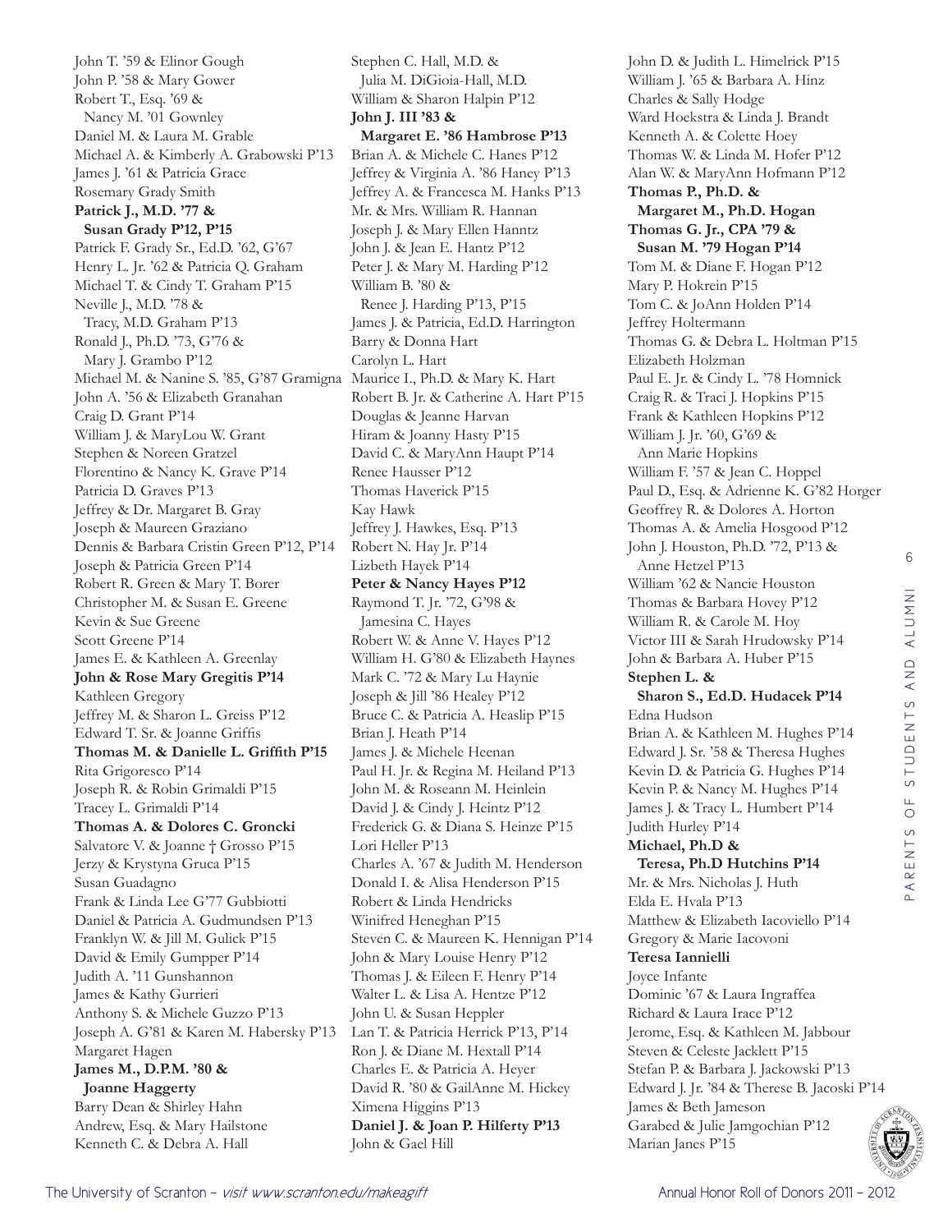John T. '59 & Elinor Gough
John P. '58 & Mary Gower
Robert T., Esq. '69 &
Nancy M. '01 Gownley
Daniel M. & Laura M. Grable
Michael A. & Kimberly A. Grabowski P'13
James J. '61 & Patricia Grace
Rosemary Grady Smith
**Patrick J., M.D. '77 &**
**Susan Grady P'12, P'15**
Patrick F. Grady Sr., Ed.D. '62, G'67
Henry L. Jr. '62 & Patricia Q. Graham
Michael T. & Cindy T. Graham P'15
Neville J., M.D. '78 &
Tracy, M.D. Graham P'13
Ronald J., Ph.D. '73, G'76 &
Mary J. Grambo P'12
Michael M. & Nanine S. '85, G'87 Gramigna
John A. '56 & Elizabeth Granahan
Craig D. Grant P'14
William J. & MaryLou W. Grant
Stephen & Noreen Gratzel
Florentino & Nancy K. Grave P'14
Patricia D. Graves P'13
Jeffrey & Dr. Margaret B. Gray
Joseph & Maureen Graziano
Dennis & Barbara Cristin Green P'12, P'14
Joseph & Patricia Green P'14
Robert R. Green & Mary T. Borer
Christopher M. & Susan E. Greene
Kevin & Sue Greene
Scott Greene P'14
James E. & Kathleen A. Greenlay
**John & Rose Mary Gregitis P'14**
Kathleen Gregory
Jeffrey M. & Sharon L. Greiss P'12
Edward T. Sr. & Joanne Griffis
**Thomas M. & Danielle L. Griffith P'15**
Rita Grigoresco P'14
Joseph R. & Robin Grimaldi P'15
Tracey L. Grimaldi P'14
**Thomas A. & Dolores C. Groncki**
Salvatore V. & Joanne † Grosso P'15
Jerzy & Krystyna Gruca P'15
Susan Guadagno
Frank & Linda Lee G'77 Gubbiotti
Daniel & Patricia A. Gudmundsen P'13
Franklyn W. & Jill M. Gulick P'15
David & Emily Gumpper P'14
Judith A. '11 Gunshannon
James & Kathy Gurrieri
Anthony S. & Michele Guzzo P'13
Joseph A. G'81 & Karen M. Habersky P'13
Margaret Hagen
**James M., D.P.M. '80 &**
**Joanne Haggerty**
Barry Dean & Shirley Hahn
Andrew, Esq. & Mary Hailstone
Kenneth C. & Debra A. Hall
Stephen C. Hall, M.D. &
Julia M. DiGioia-Hall, M.D.
William & Sharon Halpin P'12
**John J. III '83 &**
**Margaret E. '86 Hambrose P'13**
Brian A. & Michele C. Hanes P'12
Jeffrey & Virginia A. '86 Haney P'13
Jeffrey A. & Francesca M. Hanks P'13
Mr. & Mrs. William R. Hannan
Joseph J. & Mary Ellen Hanntz
John J. & Jean E. Hantz P'12
Peter J. & Mary M. Harding P'12
William B. '80 &
Renee J. Harding P'13, P'15
James J. & Patricia, Ed.D. Harrington
Barry & Donna Hart
Carolyn L. Hart
Maurice I., Ph.D. & Mary K. Hart
Robert B. Jr. & Catherine A. Hart P'15
Douglas & Jeanne Harvan
Hiram & Joanny Hasty P'15
David C. & MaryAnn Haupt P'14
Renee Hausser P'12
Thomas Haverick P'15
Kay Hawk
Jeffrey J. Hawkes, Esq. P'13
Robert N. Hay Jr. P'14
Lizbeth Hayek P'14
**Peter & Nancy Hayes P'12**
Raymond T. Jr. '72, G'98 &
Jamesina C. Hayes
Robert W. & Anne V. Hayes P'12
William H. G'80 & Elizabeth Haynes
Mark C. '72 & Mary Lu Haynie
Joseph & Jill '86 Healey P'12
Bruce C. & Patricia A. Heaslip P'15
Brian J. Heath P'14
James J. & Michele Heenan
Paul H. Jr. & Regina M. Heiland P'13
John M. & Roseann M. Heinlein
David J. & Cindy J. Heintz P'12
Frederick G. & Diana S. Heinze P'15
Lori Heller P'13
Charles A. '67 & Judith M. Henderson
Donald I. & Alisa Henderson P'15
Robert & Linda Hendricks
Winifred Heneghan P'15
Steven C. & Maureen K. Hennigan P'14
John & Mary Louise Henry P'12
Thomas J. & Eileen F. Henry P'14
Walter L. & Lisa A. Hentze P'12
John U. & Susan Heppler
Lan T. & Patricia Herrick P'13, P'14
Ron J. & Diane M. Hextall P'14
Charles E. & Patricia A. Heyer
David R. '80 & GailAnne M. Hickey
Ximena Higgins P'13
**Daniel J. & Joan P. Hilferty P'13**
John & Gael Hill
John D. & Judith L. Himelrick P'15
William J. '65 & Barbara A. Hinz
Charles & Sally Hodge
Ward Hoekstra & Linda J. Brandt
Kenneth A. & Colette Hoey
Thomas W. & Linda M. Hofer P'12
Alan W. & MaryAnn Hofmann P'12
**Thomas P., Ph.D. &**
**Margaret M., Ph.D. Hogan**
**Thomas G. Jr., CPA '79 &**
**Susan M. '79 Hogan P'14**
Tom M. & Diane F. Hogan P'12
Mary P. Hokrein P'15
Tom C. & JoAnn Holden P'14
Jeffrey Holtermann
Thomas G. & Debra L. Holtman P'15
Elizabeth Holzman
Paul E. Jr. & Cindy L. '78 Homnick
Craig R. & Traci J. Hopkins P'15
Frank & Kathleen Hopkins P'12
William J. Jr. '60, G'69 &
Ann Marie Hopkins
William F. '57 & Jean C. Hoppel
Paul D., Esq. & Adrienne K. G'82 Horger
Geoffrey R. & Dolores A. Horton
Thomas A. & Amelia Hosgood P'12
John J. Houston, Ph.D. '72, P'13 &
Anne Hetzel P'13
William '62 & Nancie Houston
Thomas & Barbara Hovey P'12
William R. & Carole M. Hoy
Victor III & Sarah Hrudowsky P'14
John & Barbara A. Huber P'15
**Stephen L. &**
**Sharon S., Ed.D. Hudacek P'14**
Edna Hudson
Brian A. & Kathleen M. Hughes P'14
Edward J. Sr. '58 & Theresa Hughes
Kevin D. & Patricia G. Hughes P'14
Kevin P. & Nancy M. Hughes P'14
James J. & Tracy L. Humbert P'14
Judith Hurley P'14
**Michael, Ph.D &**
**Teresa, Ph.D Hutchins P'14**
Mr. & Mrs. Nicholas J. Huth
Elda E. Hvala P'13
Matthew & Elizabeth Iacoviello P'14
Gregory & Marie Iacovoni
**Teresa Iannielli**
Joyce Infante
Dominic '67 & Laura Ingraffea
Richard & Laura Irace P'12
Jerome, Esq. & Kathleen M. Jabbour
Steven & Celeste Jacklett P'15
Stefan P. & Barbara J. Jackowski P'13
Edward J. Jr. '84 & Therese B. Jacoski P'14
James & Beth Jameson
Garabed & Julie Jamgochian P'12
Marian Janes P'15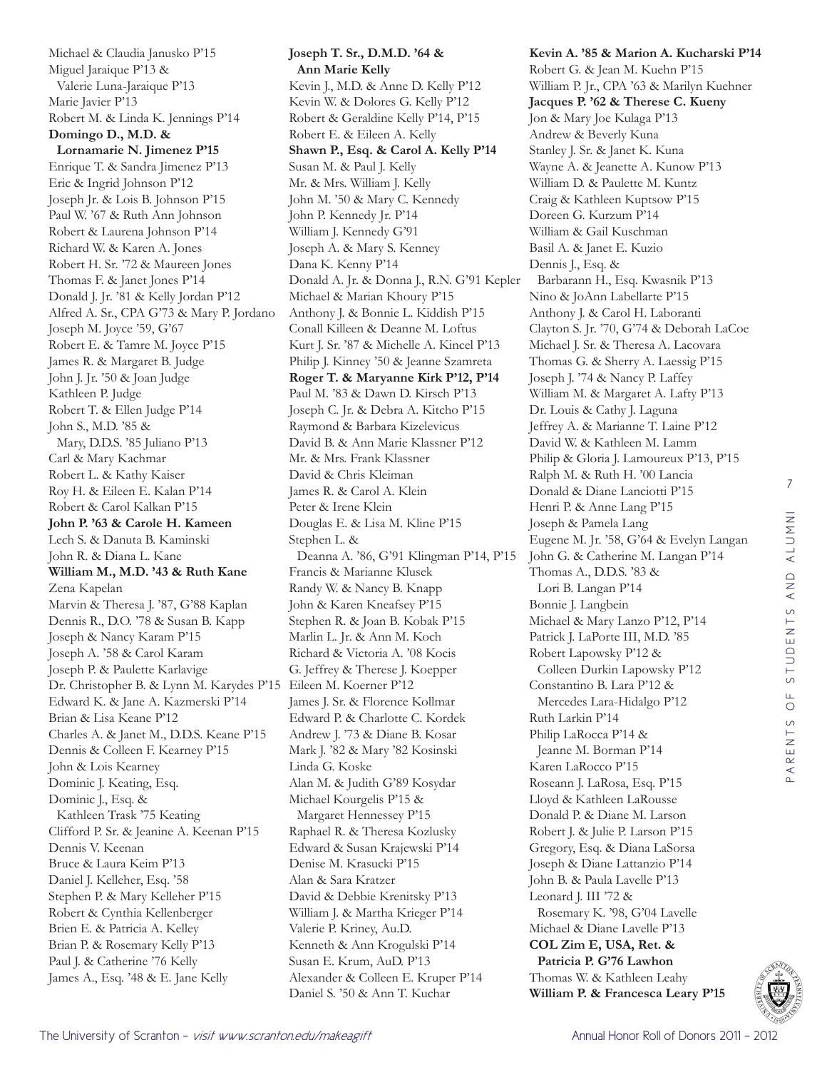Michael & Claudia Janusko P'15
Miguel Jaraique P'13 & Valerie Luna-Jaraique P'13
Marie Javier P'13
Robert M. & Linda K. Jennings P'14
**Domingo D., M.D. & Lornamarie N. Jimenez P'15**
Enrique T. & Sandra Jimenez P'13
Eric & Ingrid Johnson P'12
Joseph Jr. & Lois B. Johnson P'15
Paul W. '67 & Ruth Ann Johnson
Robert & Laurena Johnson P'14
Richard W. & Karen A. Jones
Robert H. Sr. '72 & Maureen Jones
Thomas F. & Janet Jones P'14
Donald J. Jr. '81 & Kelly Jordan P'12
Alfred A. Sr., CPA G'73 & Mary P. Jordano
Joseph M. Joyce '59, G'67
Robert E. & Tamre M. Joyce P'15
James R. & Margaret B. Judge
John J. Jr. '50 & Joan Judge
Kathleen P. Judge
Robert T. & Ellen Judge P'14
John S., M.D. '85 & Mary, D.D.S. '85 Juliano P'13
Carl & Mary Kachmar
Robert L. & Kathy Kaiser
Roy H. & Eileen E. Kalan P'14
Robert & Carol Kalkan P'15
**John P. '63 & Carole H. Kameen**
Lech S. & Danuta B. Kaminski
John R. & Diana L. Kane
**William M., M.D. '43 & Ruth Kane**
Zena Kapelan
Marvin & Theresa J. '87, G'88 Kaplan
Dennis R., D.O. '78 & Susan B. Kapp
Joseph & Nancy Karam P'15
Joseph A. '58 & Carol Karam
Joseph P. & Paulette Karlavige
Dr. Christopher B. & Lynn M. Karydes P'15
Edward K. & Jane A. Kazmerski P'14
Brian & Lisa Keane P'12
Charles A. & Janet M., D.D.S. Keane P'15
Dennis & Colleen F. Kearney P'15
John & Lois Kearney
Dominic J. Keating, Esq.
Dominic J., Esq. & Kathleen Trask '75 Keating
Clifford P. Sr. & Jeanine A. Keenan P'15
Dennis V. Keenan
Bruce & Laura Keim P'13
Daniel J. Kelleher, Esq. '58
Stephen P. & Mary Kelleher P'15
Robert & Cynthia Kellenberger
Brien E. & Patricia A. Kelley
Brian P. & Rosemary Kelly P'13
Paul J. & Catherine '76 Kelly
James A., Esq. '48 & E. Jane Kelly
**Joseph T. Sr., D.M.D. '64 & Ann Marie Kelly**
Kevin J., M.D. & Anne D. Kelly P'12
Kevin W. & Dolores G. Kelly P'12
Robert & Geraldine Kelly P'14, P'15
Robert E. & Eileen A. Kelly
**Shawn P., Esq. & Carol A. Kelly P'14**
Susan M. & Paul J. Kelly
Mr. & Mrs. William J. Kelly
John M. '50 & Mary C. Kennedy
John P. Kennedy Jr. P'14
William J. Kennedy G'91
Joseph A. & Mary S. Kenney
Dana K. Kenny P'14
Donald A. Jr. & Donna J., R.N. G'91 Kepler
Michael & Marian Khoury P'15
Anthony J. & Bonnie L. Kiddish P'15
Conall Killeen & Deanne M. Loftus
Kurt J. Sr. '87 & Michelle A. Kincel P'13
Philip J. Kinney '50 & Jeanne Szamreta
**Roger T. & Maryanne Kirk P'12, P'14**
Paul M. '83 & Dawn D. Kirsch P'13
Joseph C. Jr. & Debra A. Kitcho P'15
Raymond & Barbara Kizelevicus
David B. & Ann Marie Klassner P'12
Mr. & Mrs. Frank Klassner
David & Chris Kleiman
James R. & Carol A. Klein
Peter & Irene Klein
Douglas E. & Lisa M. Kline P'15
Stephen L. & Deanna A. '86, G'91 Klingman P'14, P'15
Francis & Marianne Klusek
Randy W. & Nancy B. Knapp
John & Karen Kneafsey P'15
Stephen R. & Joan B. Kobak P'15
Marlin L. Jr. & Ann M. Koch
Richard & Victoria A. '08 Kocis
G. Jeffrey & Therese J. Koepper
Eileen M. Koerner P'12
James J. Sr. & Florence Kollmar
Edward P. & Charlotte C. Kordek
Andrew J. '73 & Diane B. Kosar
Mark J. '82 & Mary '82 Kosinski
Linda G. Koske
Alan M. & Judith G'89 Kosydar
Michael Kourgelis P'15 & Margaret Hennessey P'15
Raphael R. & Theresa Kozlusky
Edward & Susan Krajewski P'14
Denise M. Krasucki P'15
Alan & Sara Kratzer
David & Debbie Krenitsky P'13
William J. & Martha Krieger P'14
Valerie P. Kriney, Au.D.
Kenneth & Ann Krogulski P'14
Susan E. Krum, AuD. P'13
Alexander & Colleen E. Kruper P'14
Daniel S. '50 & Ann T. Kuchar
**Kevin A. '85 & Marion A. Kucharski P'14**
Robert G. & Jean M. Kuehn P'15
William P. Jr., CPA '63 & Marilyn Kuehner
**Jacques P. '62 & Therese C. Kueny**
Jon & Mary Joe Kulaga P'13
Andrew & Beverly Kuna
Stanley J. Sr. & Janet K. Kuna
Wayne A. & Jeanette A. Kunow P'13
William D. & Paulette M. Kuntz
Craig & Kathleen Kuptsow P'15
Doreen G. Kurzum P'14
William & Gail Kuschman
Basil A. & Janet E. Kuzio
Dennis J., Esq. & Barbarann H., Esq. Kwasnik P'13
Nino & JoAnn Labellarte P'15
Anthony J. & Carol H. Laboranti
Clayton S. Jr. '70, G'74 & Deborah LaCoe
Michael J. Sr. & Theresa A. Lacovara
Thomas G. & Sherry A. Laessig P'15
Joseph J. '74 & Nancy P. Laffey
William M. & Margaret A. Lafty P'13
Dr. Louis & Cathy J. Laguna
Jeffrey A. & Marianne T. Laine P'12
David W. & Kathleen M. Lamm
Philip & Gloria J. Lamoureux P'13, P'15
Ralph M. & Ruth H. '00 Lancia
Donald & Diane Lanciotti P'15
Henri P. & Anne Lang P'15
Joseph & Pamela Lang
Eugene M. Jr. '58, G'64 & Evelyn Langan
John G. & Catherine M. Langan P'14
Thomas A., D.D.S. '83 & Lori B. Langan P'14
Bonnie J. Langbein
Michael & Mary Lanzo P'12, P'14
Patrick J. LaPorte III, M.D. '85
Robert Lapowsky P'12 & Colleen Durkin Lapowsky P'12
Constantino B. Lara P'12 & Mercedes Lara-Hidalgo P'12
Ruth Larkin P'14
Philip LaRocca P'14 & Jeanne M. Borman P'14
Karen LaRocco P'15
Roseann J. LaRosa, Esq. P'15
Lloyd & Kathleen LaRousse
Donald P. & Diane M. Larson
Robert J. & Julie P. Larson P'15
Gregory, Esq. & Diana LaSorsa
Joseph & Diane Lattanzio P'14
John B. & Paula Lavelle P'13
Leonard J. III '72 & Rosemary K. '98, G'04 Lavelle
Michael & Diane Lavelle P'13
**COL Zim E, USA, Ret. & Patricia P. G'76 Lawhon**
Thomas W. & Kathleen Leahy
**William P. & Francesca Leary P'15**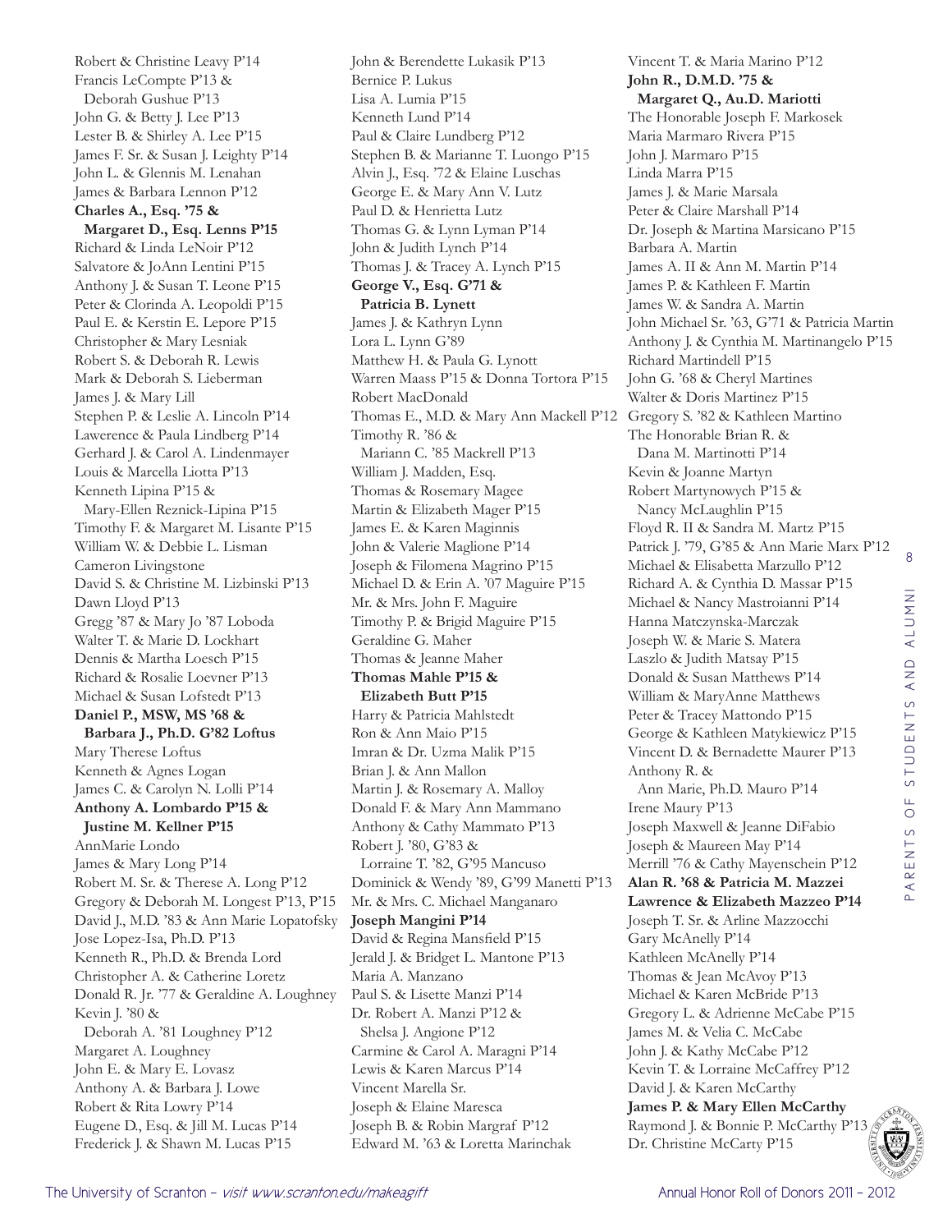Robert & Christine Leavy P'14
Francis LeCompte P'13 & Deborah Gushue P'13
John G. & Betty J. Lee P'13
Lester B. & Shirley A. Lee P'15
James F. Sr. & Susan J. Leighty P'14
John L. & Glennis M. Lenahan
James & Barbara Lennon P'12
**Charles A., Esq. '75 & Margaret D., Esq. Lenns P'15**
Richard & Linda LeNoir P'12
Salvatore & JoAnn Lentini P'15
Anthony J. & Susan T. Leone P'15
Peter & Clorinda A. Leopoldi P'15
Paul E. & Kerstin E. Lepore P'15
Christopher & Mary Lesniak
Robert S. & Deborah R. Lewis
Mark & Deborah S. Lieberman
James J. & Mary Lill
Stephen P. & Leslie A. Lincoln P'14
Lawerence & Paula Lindberg P'14
Gerhard J. & Carol A. Lindenmayer
Louis & Marcella Liotta P'13
Kenneth Lipina P'15 & Mary-Ellen Reznick-Lipina P'15
Timothy F. & Margaret M. Lisante P'15
William W. & Debbie L. Lisman
Cameron Livingstone
David S. & Christine M. Lizbinski P'13
Dawn Lloyd P'13
Gregg '87 & Mary Jo '87 Loboda
Walter T. & Marie D. Lockhart
Dennis & Martha Loesch P'15
Richard & Rosalie Loevner P'13
Michael & Susan Lofstedt P'13
**Daniel P., MSW, MS '68 & Barbara J., Ph.D. G'82 Loftus**
Mary Therese Loftus
Kenneth & Agnes Logan
James C. & Carolyn N. Lolli P'14
**Anthony A. Lombardo P'15 & Justine M. Kellner P'15**
AnnMarie Londo
James & Mary Long P'14
Robert M. Sr. & Therese A. Long P'12
Gregory & Deborah M. Longest P'13, P'15
David J., M.D. '83 & Ann Marie Lopatofsky
Jose Lopez-Isa, Ph.D. P'13
Kenneth R., Ph.D. & Brenda Lord
Christopher A. & Catherine Loretz
Donald R. Jr. '77 & Geraldine A. Loughney
Kevin J. '80 & Deborah A. '81 Loughney P'12
Margaret A. Loughney
John E. & Mary E. Lovasz
Anthony A. & Barbara J. Lowe
Robert & Rita Lowry P'14
Eugene D., Esq. & Jill M. Lucas P'14
Frederick J. & Shawn M. Lucas P'15
John & Berendette Lukasik P'13
Bernice P. Lukus
Lisa A. Lumia P'15
Kenneth Lund P'14
Paul & Claire Lundberg P'12
Stephen B. & Marianne T. Luongo P'15
Alvin J., Esq. '72 & Elaine Luschas
George E. & Mary Ann V. Lutz
Paul D. & Henrietta Lutz
Thomas G. & Lynn Lyman P'14
John & Judith Lynch P'14
Thomas J. & Tracey A. Lynch P'15
**George V., Esq. G'71 & Patricia B. Lynett**
James J. & Kathryn Lynn
Lora L. Lynn G'89
Matthew H. & Paula G. Lynott
Warren Maass P'15 & Donna Tortora P'15
Robert MacDonald
Thomas E., M.D. & Mary Ann Mackell P'12
Timothy R. '86 & Mariann C. '85 Mackrell P'13
William J. Madden, Esq.
Thomas & Rosemary Magee
Martin & Elizabeth Mager P'15
James E. & Karen Maginnis
John & Valerie Maglione P'14
Joseph & Filomena Magrino P'15
Michael D. & Erin A. '07 Maguire P'15
Mr. & Mrs. John F. Maguire
Timothy P. & Brigid Maguire P'15
Geraldine G. Maher
Thomas & Jeanne Maher
**Thomas Mahle P'15 & Elizabeth Butt P'15**
Harry & Patricia Mahlstedt
Ron & Ann Maio P'15
Imran & Dr. Uzma Malik P'15
Brian J. & Ann Mallon
Martin J. & Rosemary A. Malloy
Donald F. & Mary Ann Mammano
Anthony & Cathy Mammato P'13
Robert J. '80, G'83 & Lorraine T. '82, G'95 Mancuso
Dominick & Wendy '89, G'99 Manetti P'13
Mr. & Mrs. C. Michael Manganaro
**Joseph Mangini P'14**
David & Regina Mansfield P'15
Jerald J. & Bridget L. Mantone P'13
Maria A. Manzano
Paul S. & Lisette Manzi P'14
Dr. Robert A. Manzi P'12 & Shelsa J. Angione P'12
Carmine & Carol A. Maragni P'14
Lewis & Karen Marcus P'14
Vincent Marella Sr.
Joseph & Elaine Maresca
Joseph B. & Robin Margraf P'12
Edward M. '63 & Loretta Marinchak
Vincent T. & Maria Marino P'12
**John R., D.M.D. '75 & Margaret Q., Au.D. Mariotti**
The Honorable Joseph F. Markosek
Maria Marmaro Rivera P'15
John J. Marmaro P'15
Linda Marra P'15
James J. & Marie Marsala
Peter & Claire Marshall P'14
Dr. Joseph & Martina Marsicano P'15
Barbara A. Martin
James A. II & Ann M. Martin P'14
James P. & Kathleen F. Martin
James W. & Sandra A. Martin
John Michael Sr. '63, G'71 & Patricia Martin
Anthony J. & Cynthia M. Martinangelo P'15
Richard Martindell P'15
John G. '68 & Cheryl Martines
Walter & Doris Martinez P'15
Gregory S. '82 & Kathleen Martino
The Honorable Brian R. & Dana M. Martinotti P'14
Kevin & Joanne Martyn
Robert Martynowych P'15 & Nancy McLaughlin P'15
Floyd R. II & Sandra M. Martz P'15
Patrick J. '79, G'85 & Ann Marie Marx P'12
Michael & Elisabetta Marzullo P'12
Richard A. & Cynthia D. Massar P'15
Michael & Nancy Mastroianni P'14
Hanna Matczynska-Marczak
Joseph W. & Marie S. Matera
Laszlo & Judith Matsay P'15
Donald & Susan Matthews P'14
William & MaryAnne Matthews
Peter & Tracey Mattondo P'15
George & Kathleen Matykiewicz P'15
Vincent D. & Bernadette Maurer P'13
Anthony R. & Ann Marie, Ph.D. Mauro P'14
Irene Maury P'13
Joseph Maxwell & Jeanne DiFabio
Joseph & Maureen May P'14
Merrill '76 & Cathy Mayenschein P'12
**Alan R. '68 & Patricia M. Mazzei**
**Lawrence & Elizabeth Mazzeo P'14**
Joseph T. Sr. & Arline Mazzocchi
Gary McAnelly P'14
Kathleen McAnelly P'14
Thomas & Jean McAvoy P'13
Michael & Karen McBride P'13
Gregory L. & Adrienne McCabe P'15
James M. & Velia C. McCabe
John J. & Kathy McCabe P'12
Kevin T. & Lorraine McCaffrey P'12
David J. & Karen McCarthy
**James P. & Mary Ellen McCarthy**
Raymond J. & Bonnie P. McCarthy P'13
Dr. Christine McCarty P'15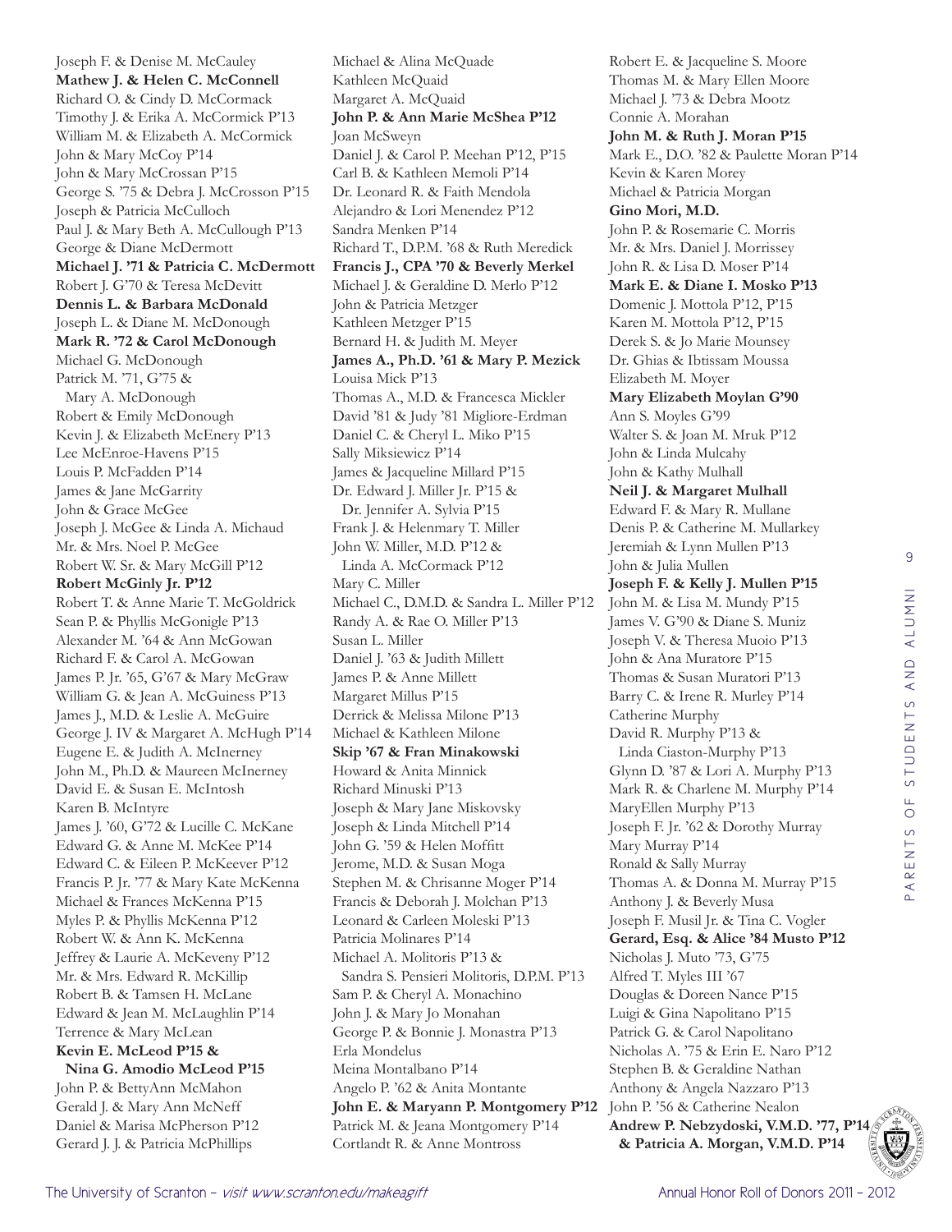Joseph F. & Denise M. McCauley
**Mathew J. & Helen C. McConnell**
Richard O. & Cindy D. McCormack
Timothy J. & Erika A. McCormick P'13
William M. & Elizabeth A. McCormick
John & Mary McCoy P'14
John & Mary McCrossan P'15
George S. '75 & Debra J. McCrosson P'15
Joseph & Patricia McCulloch
Paul J. & Mary Beth A. McCullough P'13
George & Diane McDermott
**Michael J. '71 & Patricia C. McDermott**
Robert J. G'70 & Teresa McDevitt
**Dennis L. & Barbara McDonald**
Joseph L. & Diane M. McDonough
**Mark R. '72 & Carol McDonough**
Michael G. McDonough
Patrick M. '71, G'75 & Mary A. McDonough
Robert & Emily McDonough
Kevin J. & Elizabeth McEnery P'13
Lee McEnroe-Havens P'15
Louis P. McFadden P'14
James & Jane McGarrity
John & Grace McGee
Joseph J. McGee & Linda A. Michaud
Mr. & Mrs. Noel P. McGee
Robert W. Sr. & Mary McGill P'12
**Robert McGinly Jr. P'12**
Robert T. & Anne Marie T. McGoldrick
Sean P. & Phyllis McGonigle P'13
Alexander M. '64 & Ann McGowan
Richard F. & Carol A. McGowan
James P. Jr. '65, G'67 & Mary McGraw
William G. & Jean A. McGuiness P'13
James J., M.D. & Leslie A. McGuire
George J. IV & Margaret A. McHugh P'14
Eugene E. & Judith A. McInerney
John M., Ph.D. & Maureen McInerney
David E. & Susan E. McIntosh
Karen B. McIntyre
James J. '60, G'72 & Lucille C. McKane
Edward G. & Anne M. McKee P'14
Edward C. & Eileen P. McKeever P'12
Francis P. Jr. '77 & Mary Kate McKenna
Michael & Frances McKenna P'15
Myles P. & Phyllis McKenna P'12
Robert W. & Ann K. McKenna
Jeffrey & Laurie A. McKeveny P'12
Mr. & Mrs. Edward R. McKillip
Robert B. & Tamsen H. McLane
Edward & Jean M. McLaughlin P'14
Terrence & Mary McLean
**Kevin E. McLeod P'15 & Nina G. Amodio McLeod P'15**
John P. & BettyAnn McMahon
Gerald J. & Mary Ann McNeff
Daniel & Marisa McPherson P'12
Gerard J. J. & Patricia McPhillips
Michael & Alina McQuade
Kathleen McQuaid
Margaret A. McQuaid
**John P. & Ann Marie McShea P'12**
Joan McSweyn
Daniel J. & Carol P. Meehan P'12, P'15
Carl B. & Kathleen Memoli P'14
Dr. Leonard R. & Faith Mendola
Alejandro & Lori Menendez P'12
Sandra Menken P'14
Richard T., D.P.M. '68 & Ruth Meredick
**Francis J., CPA '70 & Beverly Merkel**
Michael J. & Geraldine D. Merlo P'12
John & Patricia Metzger
Kathleen Metzger P'15
Bernard H. & Judith M. Meyer
**James A., Ph.D. '61 & Mary P. Mezick**
Louisa Mick P'13
Thomas A., M.D. & Francesca Mickler
David '81 & Judy '81 Migliore-Erdman
Daniel C. & Cheryl L. Miko P'15
Sally Miksiewicz P'14
James & Jacqueline Millard P'15
Dr. Edward J. Miller Jr. P'15 & Dr. Jennifer A. Sylvia P'15
Frank J. & Helenmary T. Miller
John W. Miller, M.D. P'12 & Linda A. McCormack P'12
Mary C. Miller
Michael C., D.M.D. & Sandra L. Miller P'12
Randy A. & Rae O. Miller P'13
Susan L. Miller
Daniel J. '63 & Judith Millett
James P. & Anne Millett
Margaret Millus P'15
Derrick & Melissa Milone P'13
Michael & Kathleen Milone
**Skip '67 & Fran Minakowski**
Howard & Anita Minnick
Richard Minuski P'13
Joseph & Mary Jane Miskovsky
Joseph & Linda Mitchell P'14
John G. '59 & Helen Moffitt
Jerome, M.D. & Susan Moga
Stephen M. & Chrisanne Moger P'14
Francis & Deborah J. Molchan P'13
Leonard & Carleen Moleski P'13
Patricia Molinares P'14
Michael A. Molitoris P'13 & Sandra S. Pensieri Molitoris, D.P.M. P'13
Sam P. & Cheryl A. Monachino
John J. & Mary Jo Monahan
George P. & Bonnie J. Monastra P'13
Erla Mondelus
Meina Montalbano P'14
Angelo P. '62 & Anita Montante
**John E. & Maryann P. Montgomery P'12**
Patrick M. & Jeana Montgomery P'14
Cortlandt R. & Anne Montross
Robert E. & Jacqueline S. Moore
Thomas M. & Mary Ellen Moore
Michael J. '73 & Debra Mootz
Connie A. Morahan
**John M. & Ruth J. Moran P'15**
Mark E., D.O. '82 & Paulette Moran P'14
Kevin & Karen Morey
Michael & Patricia Morgan
**Gino Mori, M.D.**
John P. & Rosemarie C. Morris
Mr. & Mrs. Daniel J. Morrissey
John R. & Lisa D. Moser P'14
**Mark E. & Diane I. Mosko P'13**
Domenic J. Mottola P'12, P'15
Karen M. Mottola P'12, P'15
Derek S. & Jo Marie Mounsey
Dr. Ghias & Ibtissam Moussa
Elizabeth M. Moyer
**Mary Elizabeth Moylan G'90**
Ann S. Moyles G'99
Walter S. & Joan M. Mruk P'12
John & Linda Mulcahy
John & Kathy Mulhall
**Neil J. & Margaret Mulhall**
Edward F. & Mary R. Mullane
Denis P. & Catherine M. Mullarkey
Jeremiah & Lynn Mullen P'13
John & Julia Mullen
**Joseph F. & Kelly J. Mullen P'15**
John M. & Lisa M. Mundy P'15
James V. G'90 & Diane S. Muniz
Joseph V. & Theresa Muoio P'13
John & Ana Muratore P'15
Thomas & Susan Muratori P'13
Barry C. & Irene R. Murley P'14
Catherine Murphy
David R. Murphy P'13 & Linda Ciaston-Murphy P'13
Glynn D. '87 & Lori A. Murphy P'13
Mark R. & Charlene M. Murphy P'14
MaryEllen Murphy P'13
Joseph F. Jr. '62 & Dorothy Murray
Mary Murray P'14
Ronald & Sally Murray
Thomas A. & Donna M. Murray P'15
Anthony J. & Beverly Musa
Joseph F. Musil Jr. & Tina C. Vogler
**Gerard, Esq. & Alice '84 Musto P'12**
Nicholas J. Muto '73, G'75
Alfred T. Myles III '67
Douglas & Doreen Nance P'15
Luigi & Gina Napolitano P'15
Patrick G. & Carol Napolitano
Nicholas A. '75 & Erin E. Naro P'12
Stephen B. & Geraldine Nathan
Anthony & Angela Nazzaro P'13
John P. '56 & Catherine Nealon
**Andrew P. Nebzydoski, V.M.D. '77, P'14 & Patricia A. Morgan, V.M.D. P'14**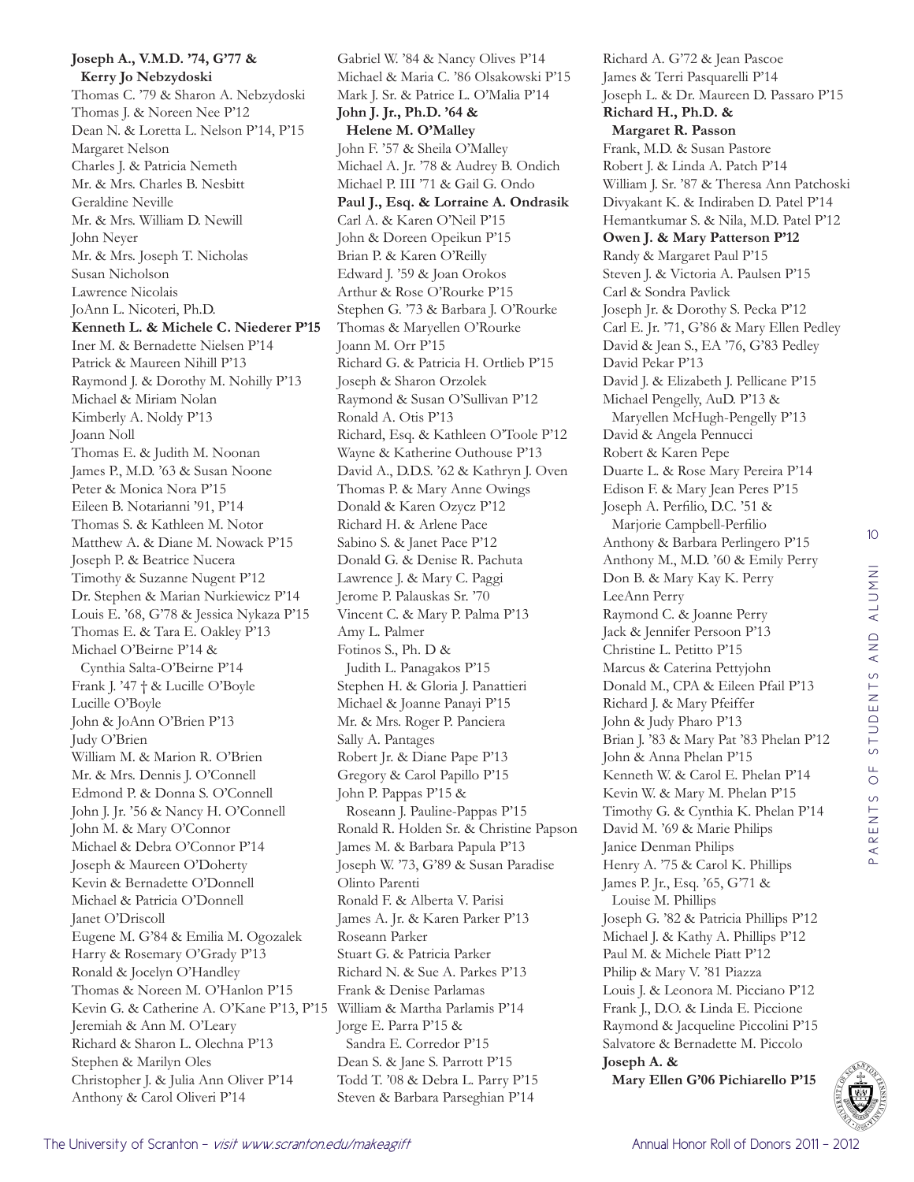**Joseph A., V.M.D. '74, G'77 & Kerry Jo Nebzydoski**
Thomas C. '79 & Sharon A. Nebzydoski
Thomas J. & Noreen Nee P'12
Dean N. & Loretta L. Nelson P'14, P'15
Margaret Nelson
Charles J. & Patricia Nemeth
Mr. & Mrs. Charles B. Nesbitt
Geraldine Neville
Mr. & Mrs. William D. Newill
John Neyer
Mr. & Mrs. Joseph T. Nicholas
Susan Nicholson
Lawrence Nicolais
JoAnn L. Nicoteri, Ph.D.
**Kenneth L. & Michele C. Niederer P'15**
Iner M. & Bernadette Nielsen P'14
Patrick & Maureen Nihill P'13
Raymond J. & Dorothy M. Nohilly P'13
Michael & Miriam Nolan
Kimberly A. Noldy P'13
Joann Noll
Thomas E. & Judith M. Noonan
James P., M.D. '63 & Susan Noone
Peter & Monica Nora P'15
Eileen B. Notarianni '91, P'14
Thomas S. & Kathleen M. Notor
Matthew A. & Diane M. Nowack P'15
Joseph P. & Beatrice Nucera
Timothy & Suzanne Nugent P'12
Dr. Stephen & Marian Nurkiewicz P'14
Louis E. '68, G'78 & Jessica Nykaza P'15
Thomas E. & Tara E. Oakley P'13
Michael O'Beirne P'14 & Cynthia Salta-O'Beirne P'14
Frank J. '47 † & Lucille O'Boyle
Lucille O'Boyle
John & JoAnn O'Brien P'13
Judy O'Brien
William M. & Marion R. O'Brien
Mr. & Mrs. Dennis J. O'Connell
Edmond P. & Donna S. O'Connell
John J. Jr. '56 & Nancy H. O'Connell
John M. & Mary O'Connor
Michael & Debra O'Connor P'14
Joseph & Maureen O'Doherty
Kevin & Bernadette O'Donnell
Michael & Patricia O'Donnell
Janet O'Driscoll
Eugene M. G'84 & Emilia M. Ogozalek
Harry & Rosemary O'Grady P'13
Ronald & Jocelyn O'Handley
Thomas & Noreen M. O'Hanlon P'15
Kevin G. & Catherine A. O'Kane P'13, P'15
Jeremiah & Ann M. O'Leary
Richard & Sharon L. Olechna P'13
Stephen & Marilyn Oles
Christopher J. & Julia Ann Oliver P'14
Anthony & Carol Oliveri P'14
Gabriel W. '84 & Nancy Olives P'14
Michael & Maria C. '86 Olsakowski P'15
Mark J. Sr. & Patrice L. O'Malia P'14
**John J. Jr., Ph.D. '64 & Helene M. O'Malley**
John F. '57 & Sheila O'Malley
Michael A. Jr. '78 & Audrey B. Ondich
Michael P. III '71 & Gail G. Ondo
**Paul J., Esq. & Lorraine A. Ondrasik**
Carl A. & Karen O'Neil P'15
John & Doreen Opeikun P'15
Brian P. & Karen O'Reilly
Edward J. '59 & Joan Orokos
Arthur & Rose O'Rourke P'15
Stephen G. '73 & Barbara J. O'Rourke
Thomas & Maryellen O'Rourke
Joann M. Orr P'15
Richard G. & Patricia H. Ortlieb P'15
Joseph & Sharon Orzolek
Raymond & Susan O'Sullivan P'12
Ronald A. Otis P'13
Richard, Esq. & Kathleen O'Toole P'12
Wayne & Katherine Outhouse P'13
David A., D.D.S. '62 & Kathryn J. Oven
Thomas P. & Mary Anne Owings
Donald & Karen Ozycz P'12
Richard H. & Arlene Pace
Sabino S. & Janet Pace P'12
Donald G. & Denise R. Pachuta
Lawrence J. & Mary C. Paggi
Jerome P. Palauskas Sr. '70
Vincent C. & Mary P. Palma P'13
Amy L. Palmer
Fotinos S., Ph. D & Judith L. Panagakos P'15
Stephen H. & Gloria J. Panattieri
Michael & Joanne Panayi P'15
Mr. & Mrs. Roger P. Panciera
Sally A. Pantages
Robert Jr. & Diane Pape P'13
Gregory & Carol Papillo P'15
John P. Pappas P'15 & Roseann J. Pauline-Pappas P'15
Ronald R. Holden Sr. & Christine Papson
James M. & Barbara Papula P'13
Joseph W. '73, G'89 & Susan Paradise
Olinto Parenti
Ronald F. & Alberta V. Parisi
James A. Jr. & Karen Parker P'13
Roseann Parker
Stuart G. & Patricia Parker
Richard N. & Sue A. Parkes P'13
Frank & Denise Parlamas
William & Martha Parlamis P'14
Jorge E. Parra P'15 & Sandra E. Corredor P'15
Dean S. & Jane S. Parrott P'15
Todd T. '08 & Debra L. Parry P'15
Steven & Barbara Parseghian P'14
Richard A. G'72 & Jean Pascoe
James & Terri Pasquarelli P'14
Joseph L. & Dr. Maureen D. Passaro P'15
**Richard H., Ph.D. & Margaret R. Passon**
Frank, M.D. & Susan Pastore
Robert J. & Linda A. Patch P'14
William J. Sr. '87 & Theresa Ann Patchoski
Divyakant K. & Indiraben D. Patel P'14
Hemantkumar S. & Nila, M.D. Patel P'12
**Owen J. & Mary Patterson P'12**
Randy & Margaret Paul P'15
Steven J. & Victoria A. Paulsen P'15
Carl & Sondra Pavlick
Joseph Jr. & Dorothy S. Pecka P'12
Carl E. Jr. '71, G'86 & Mary Ellen Pedley
David & Jean S., EA '76, G'83 Pedley
David Pekar P'13
David J. & Elizabeth J. Pellicane P'15
Michael Pengelly, AuD. P'13 & Maryellen McHugh-Pengelly P'13
David & Angela Pennucci
Robert & Karen Pepe
Duarte L. & Rose Mary Pereira P'14
Edison F. & Mary Jean Peres P'15
Joseph A. Perfilio, D.C. '51 & Marjorie Campbell-Perfilio
Anthony & Barbara Perlingero P'15
Anthony M., M.D. '60 & Emily Perry
Don B. & Mary Kay K. Perry
LeeAnn Perry
Raymond C. & Joanne Perry
Jack & Jennifer Persoon P'13
Christine L. Petitto P'15
Marcus & Caterina Pettyjohn
Donald M., CPA & Eileen Pfail P'13
Richard J. & Mary Pfeiffer
John & Judy Pharo P'13
Brian J. '83 & Mary Pat '83 Phelan P'12
John & Anna Phelan P'15
Kenneth W. & Carol E. Phelan P'14
Kevin W. & Mary M. Phelan P'15
Timothy G. & Cynthia K. Phelan P'14
David M. '69 & Marie Philips
Janice Denman Philips
Henry A. '75 & Carol K. Phillips
James P. Jr., Esq. '65, G'71 & Louise M. Phillips
Joseph G. '82 & Patricia Phillips P'12
Michael J. & Kathy A. Phillips P'12
Paul M. & Michele Piatt P'12
Philip & Mary V. '81 Piazza
Louis J. & Leonora M. Picciano P'12
Frank J., D.O. & Linda E. Piccione
Raymond & Jacqueline Piccolini P'15
Salvatore & Bernadette M. Piccolo
**Joseph A. & Mary Ellen G'06 Pichiarello P'15**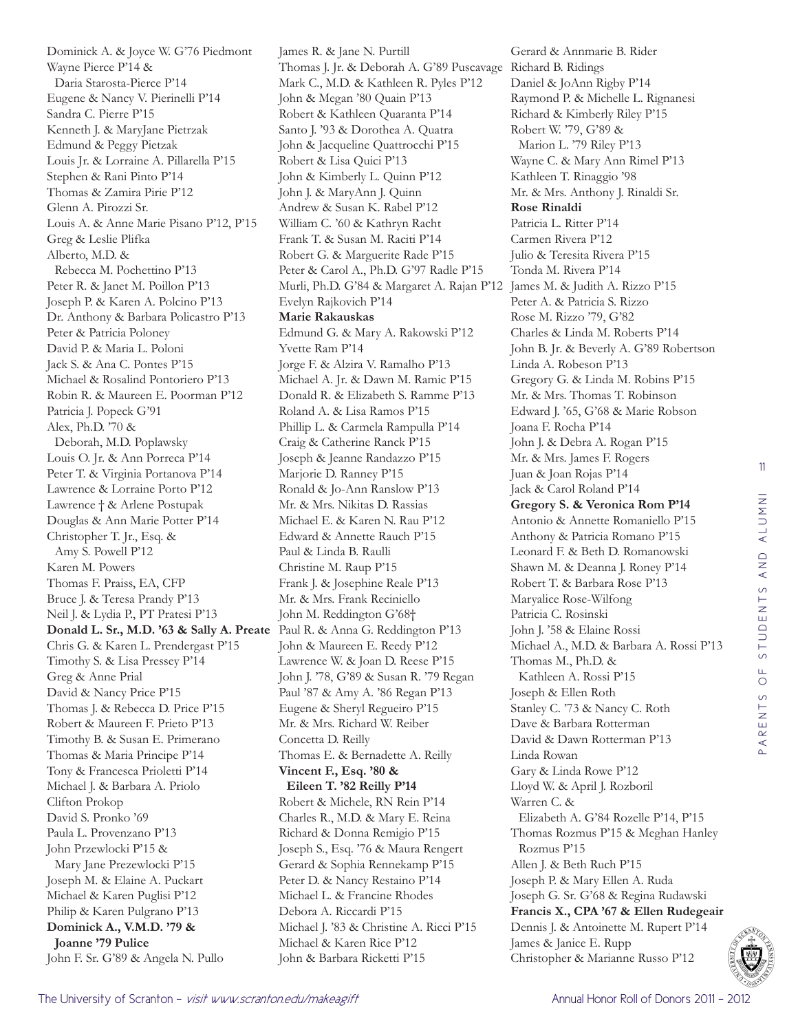Dominick A. & Joyce W. G'76 Piedmont
Wayne Pierce P'14 &
Daria Starosta-Pierce P'14
Eugene & Nancy V. Pierinelli P'14
Sandra C. Pierre P'15
Kenneth J. & MaryJane Pietrzak
Edmund & Peggy Pietzak
Louis Jr. & Lorraine A. Pillarella P'15
Stephen & Rani Pinto P'14
Thomas & Zamira Pirie P'12
Glenn A. Pirozzi Sr.
Louis A. & Anne Marie Pisano P'12, P'15
Greg & Leslie Plifka
Alberto, M.D. &
Rebecca M. Pochettino P'13
Peter R. & Janet M. Poillon P'13
Joseph P. & Karen A. Polcino P'13
Dr. Anthony & Barbara Policastro P'13
Peter & Patricia Poloney
David P. & Maria L. Poloni
Jack S. & Ana C. Pontes P'15
Michael & Rosalind Pontoriero P'13
Robin R. & Maureen E. Poorman P'12
Patricia J. Popeck G'91
Alex, Ph.D. '70 &
Deborah, M.D. Poplawsky
Louis O. Jr. & Ann Porreca P'14
Peter T. & Virginia Portanova P'14
Lawrence & Lorraine Porto P'12
Lawrence † & Arlene Postupak
Douglas & Ann Marie Potter P'14
Christopher T. Jr., Esq. &
Amy S. Powell P'12
Karen M. Powers
Thomas F. Praiss, EA, CFP
Bruce J. & Teresa Prandy P'13
Neil J. & Lydia P., PT Pratesi P'13
**Donald L. Sr., M.D. '63 & Sally A. Preate**
Chris G. & Karen L. Prendergast P'15
Timothy S. & Lisa Pressey P'14
Greg & Anne Prial
David & Nancy Price P'15
Thomas J. & Rebecca D. Price P'15
Robert & Maureen F. Prieto P'13
Timothy B. & Susan E. Primerano
Thomas & Maria Principe P'14
Tony & Francesca Prioletti P'14
Michael J. & Barbara A. Priolo
Clifton Prokop
David S. Pronko '69
Paula L. Provenzano P'13
John Przewlocki P'15 &
Mary Jane Prezewlocki P'15
Joseph M. & Elaine A. Puckart
Michael & Karen Puglisi P'12
Philip & Karen Pulgrano P'13
**Dominick A., V.M.D. '79 &
Joanne '79 Pulice**
John F. Sr. G'89 & Angela N. Pullo

James R. & Jane N. Purtill
Thomas J. Jr. & Deborah A. G'89 Puscavage
Mark C., M.D. & Kathleen R. Pyles P'12
John & Megan '80 Quain P'13
Robert & Kathleen Quaranta P'14
Santo J. '93 & Dorothea A. Quatra
John & Jacqueline Quattrocchi P'15
Robert & Lisa Quici P'13
John & Kimberly L. Quinn P'12
John J. & MaryAnn J. Quinn
Andrew & Susan K. Rabel P'12
William C. '60 & Kathryn Racht
Frank T. & Susan M. Raciti P'14
Robert G. & Marguerite Rade P'15
Peter & Carol A., Ph.D. G'97 Radle P'15
Murli, Ph.D. G'84 & Margaret A. Rajan P'12
Evelyn Rajkovich P'14
**Marie Rakauskas**
Edmund G. & Mary A. Rakowski P'12
Yvette Ram P'14
Jorge F. & Alzira V. Ramalho P'13
Michael A. Jr. & Dawn M. Ramic P'15
Donald R. & Elizabeth S. Ramme P'13
Roland A. & Lisa Ramos P'15
Phillip L. & Carmela Rampulla P'14
Craig & Catherine Ranck P'15
Joseph & Jeanne Randazzo P'15
Marjorie D. Ranney P'15
Ronald & Jo-Ann Ranslow P'13
Mr. & Mrs. Nikitas D. Rassias
Michael E. & Karen N. Rau P'12
Edward & Annette Rauch P'15
Paul & Linda B. Raulli
Christine M. Raup P'15
Frank J. & Josephine Reale P'13
Mr. & Mrs. Frank Reciniello
John M. Reddington G'68†
Paul R. & Anna G. Reddington P'13
John & Maureen E. Reedy P'12
Lawrence W. & Joan D. Reese P'15
John J. '78, G'89 & Susan R. '79 Regan
Paul '87 & Amy A. '86 Regan P'13
Eugene & Sheryl Regueiro P'15
Mr. & Mrs. Richard W. Reiber
Concetta D. Reilly
Thomas E. & Bernadette A. Reilly
**Vincent F., Esq. '80 &
Eileen T. '82 Reilly P'14**
Robert & Michele, RN Rein P'14
Charles R., M.D. & Mary E. Reina
Richard & Donna Remigio P'15
Joseph S., Esq. '76 & Maura Rengert
Gerard & Sophia Rennekamp P'15
Peter D. & Nancy Restaino P'14
Michael L. & Francine Rhodes
Debora A. Riccardi P'15
Michael J. '83 & Christine A. Ricci P'15
Michael & Karen Rice P'12
John & Barbara Ricketti P'15

Gerard & Annmarie B. Rider
Richard B. Ridings
Daniel & JoAnn Rigby P'14
Raymond P. & Michelle L. Rignanesi
Richard & Kimberly Riley P'15
Robert W. '79, G'89 &
Marion L. '79 Riley P'13
Wayne C. & Mary Ann Rimel P'13
Kathleen T. Rinaggio '98
Mr. & Mrs. Anthony J. Rinaldi Sr.
**Rose Rinaldi**
Patricia L. Ritter P'14
Carmen Rivera P'12
Julio & Teresita Rivera P'15
Tonda M. Rivera P'14
James M. & Judith A. Rizzo P'15
Peter A. & Patricia S. Rizzo
Rose M. Rizzo '79, G'82
Charles & Linda M. Roberts P'14
John B. Jr. & Beverly A. G'89 Robertson
Linda A. Robeson P'13
Gregory G. & Linda M. Robins P'15
Mr. & Mrs. Thomas T. Robinson
Edward J. '65, G'68 & Marie Robson
Joana F. Rocha P'14
John J. & Debra A. Rogan P'15
Mr. & Mrs. James F. Rogers
Juan & Joan Rojas P'14
Jack & Carol Roland P'14
**Gregory S. & Veronica Rom P'14**
Antonio & Annette Romaniello P'15
Anthony & Patricia Romano P'15
Leonard F. & Beth D. Romanowski
Shawn M. & Deanna J. Roney P'14
Robert T. & Barbara Rose P'13
Maryalice Rose-Wilfong
Patricia C. Rosinski
John J. '58 & Elaine Rossi
Michael A., M.D. & Barbara A. Rossi P'13
Thomas M., Ph.D. &
Kathleen A. Rossi P'15
Joseph & Ellen Roth
Stanley C. '73 & Nancy C. Roth
Dave & Barbara Rotterman
David & Dawn Rotterman P'13
Linda Rowan
Gary & Linda Rowe P'12
Lloyd W. & April J. Rozboril
Warren C. &
Elizabeth A. G'84 Rozelle P'14, P'15
Thomas Rozmus P'15 & Meghan Hanley
Rozmus P'15
Allen J. & Beth Ruch P'15
Joseph P. & Mary Ellen A. Ruda
Joseph G. Sr. G'68 & Regina Rudawski
**Francis X., CPA '67 & Ellen Rudegeair**
Dennis J. & Antoinette M. Rupert P'14
James & Janice E. Rupp
Christopher & Marianne Russo P'12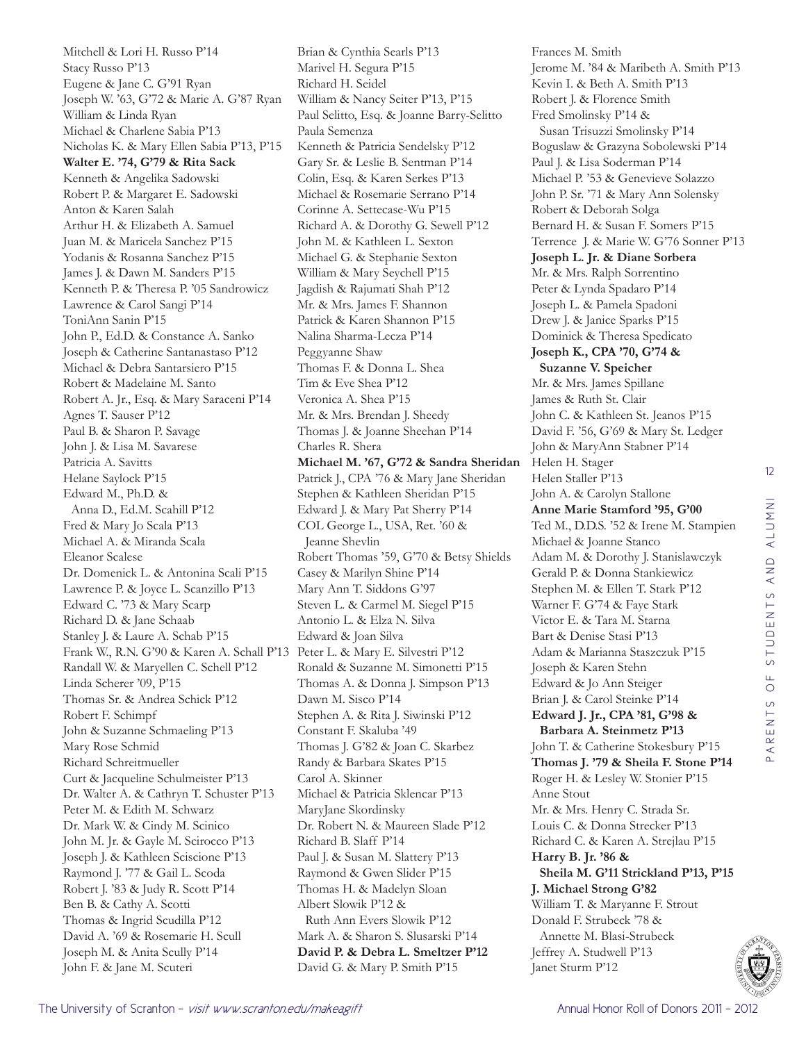Mitchell & Lori H. Russo P'14
Stacy Russo P'13
Eugene & Jane C. G'91 Ryan
Joseph W. '63, G'72 & Marie A. G'87 Ryan
William & Linda Ryan
Michael & Charlene Sabia P'13
Nicholas K. & Mary Ellen Sabia P'13, P'15
**Walter E. '74, G'79 & Rita Sack**
Kenneth & Angelika Sadowski
Robert P. & Margaret E. Sadowski
Anton & Karen Salah
Arthur H. & Elizabeth A. Samuel
Juan M. & Maricela Sanchez P'15
Yodanis & Rosanna Sanchez P'15
James J. & Dawn M. Sanders P'15
Kenneth P. & Theresa P. '05 Sandrowicz
Lawrence & Carol Sangi P'14
ToniAnn Sanin P'15
John P., Ed.D. & Constance A. Sanko
Joseph & Catherine Santanastaso P'12
Michael & Debra Santarsiero P'15
Robert & Madelaine M. Santo
Robert A. Jr., Esq. & Mary Saraceni P'14
Agnes T. Sauser P'12
Paul B. & Sharon P. Savage
John J. & Lisa M. Savarese
Patricia A. Savitts
Helane Saylock P'15
Edward M., Ph.D. &
Anna D., Ed.M. Scahill P'12
Fred & Mary Jo Scala P'13
Michael A. & Miranda Scala
Eleanor Scalese
Dr. Domenick L. & Antonina Scali P'15
Lawrence P. & Joyce L. Scanzillo P'13
Edward C. '73 & Mary Scarp
Richard D. & Jane Schaab
Stanley J. & Laure A. Schab P'15
Frank W., R.N. G'90 & Karen A. Schall P'13
Randall W. & Maryellen C. Schell P'12
Linda Scherer '09, P'15
Thomas Sr. & Andrea Schick P'12
Robert F. Schimpf
John & Suzanne Schmaeling P'13
Mary Rose Schmid
Richard Schreitmueller
Curt & Jacqueline Schulmeister P'13
Dr. Walter A. & Cathryn T. Schuster P'13
Peter M. & Edith M. Schwarz
Dr. Mark W. & Cindy M. Scinico
John M. Jr. & Gayle M. Scirocco P'13
Joseph J. & Kathleen Sciscione P'13
Raymond J. '77 & Gail L. Scoda
Robert J. '83 & Judy R. Scott P'14
Ben B. & Cathy A. Scotti
Thomas & Ingrid Scudilla P'12
David A. '69 & Rosemarie H. Scull
Joseph M. & Anita Scully P'14
John F. & Jane M. Scuteri
Brian & Cynthia Searls P'13
Marivel H. Segura P'15
Richard H. Seidel
William & Nancy Seiter P'13, P'15
Paul Selitto, Esq. & Joanne Barry-Selitto
Paula Semenza
Kenneth & Patricia Sendelsky P'12
Gary Sr. & Leslie B. Sentman P'14
Colin, Esq. & Karen Serkes P'13
Michael & Rosemarie Serrano P'14
Corinne A. Settecase-Wu P'15
Richard A. & Dorothy G. Sewell P'12
John M. & Kathleen L. Sexton
Michael G. & Stephanie Sexton
William & Mary Seychell P'15
Jagdish & Rajumati Shah P'12
Mr. & Mrs. James F. Shannon
Patrick & Karen Shannon P'15
Nalina Sharma-Lecza P'14
Peggyanne Shaw
Thomas F. & Donna L. Shea
Tim & Eve Shea P'12
Veronica A. Shea P'15
Mr. & Mrs. Brendan J. Sheedy
Thomas J. & Joanne Sheehan P'14
Charles R. Shera
**Michael M. '67, G'72 & Sandra Sheridan**
Patrick J., CPA '76 & Mary Jane Sheridan
Stephen & Kathleen Sheridan P'15
Edward J. & Mary Pat Sherry P'14
COL George L., USA, Ret. '60 &
Jeanne Shevlin
Robert Thomas '59, G'70 & Betsy Shields
Casey & Marilyn Shine P'14
Mary Ann T. Siddons G'97
Steven L. & Carmel M. Siegel P'15
Antonio L. & Elza N. Silva
Edward & Joan Silva
Peter L. & Mary E. Silvestri P'12
Ronald & Suzanne M. Simonetti P'15
Thomas A. & Donna J. Simpson P'13
Dawn M. Sisco P'14
Stephen A. & Rita J. Siwinski P'12
Constant F. Skaluba '49
Thomas J. G'82 & Joan C. Skarbez
Randy & Barbara Skates P'15
Carol A. Skinner
Michael & Patricia Sklencar P'13
MaryJane Skordinsky
Dr. Robert N. & Maureen Slade P'12
Richard B. Slaff P'14
Paul J. & Susan M. Slattery P'13
Raymond & Gwen Slider P'15
Thomas H. & Madelyn Sloan
Albert Slowik P'12 &
Ruth Ann Evers Slowik P'12
Mark A. & Sharon S. Slusarski P'14
**David P. & Debra L. Smeltzer P'12**
David G. & Mary P. Smith P'15
Frances M. Smith
Jerome M. '84 & Maribeth A. Smith P'13
Kevin I. & Beth A. Smith P'13
Robert J. & Florence Smith
Fred Smolinsky P'14 &
Susan Trisuzzi Smolinsky P'14
Boguslaw & Grazyna Sobolewski P'14
Paul J. & Lisa Soderman P'14
Michael P. '53 & Genevieve Solazzo
John P. Sr. '71 & Mary Ann Solensky
Robert & Deborah Solga
Bernard H. & Susan F. Somers P'15
Terrence J. & Marie W. G'76 Sonner P'13
**Joseph L. Jr. & Diane Sorbera**
Mr. & Mrs. Ralph Sorrentino
Peter & Lynda Spadaro P'14
Joseph L. & Pamela Spadoni
Drew J. & Janice Sparks P'15
Dominick & Theresa Spedicato
**Joseph K., CPA '70, G'74 &
Suzanne V. Speicher**
Mr. & Mrs. James Spillane
James & Ruth St. Clair
John C. & Kathleen St. Jeanos P'15
David F. '56, G'69 & Mary St. Ledger
John & MaryAnn Stabner P'14
Helen H. Stager
Helen Staller P'13
John A. & Carolyn Stallone
**Anne Marie Stamford '95, G'00**
Ted M., D.D.S. '52 & Irene M. Stampien
Michael & Joanne Stanco
Adam M. & Dorothy J. Stanislawczyk
Gerald P. & Donna Stankiewicz
Stephen M. & Ellen T. Stark P'12
Warner F. G'74 & Faye Stark
Victor E. & Tara M. Starna
Bart & Denise Stasi P'13
Adam & Marianna Staszczuk P'15
Joseph & Karen Stehn
Edward & Jo Ann Steiger
Brian J. & Carol Steinke P'14
**Edward J. Jr., CPA '81, G'98 &
Barbara A. Steinmetz P'13**
John T. & Catherine Stokesbury P'15
**Thomas J. '79 & Sheila F. Stone P'14**
Roger H. & Lesley W. Stonier P'15
Anne Stout
Mr. & Mrs. Henry C. Strada Sr.
Louis C. & Donna Strecker P'13
Richard C. & Karen A. Strejlau P'15
**Harry B. Jr. '86 &
Sheila M. G'11 Strickland P'13, P'15**
**J. Michael Strong G'82**
William T. & Maryanne F. Strout
Donald F. Strubeck '78 &
Annette M. Blasi-Strubeck
Jeffrey A. Studwell P'13
Janet Sturm P'12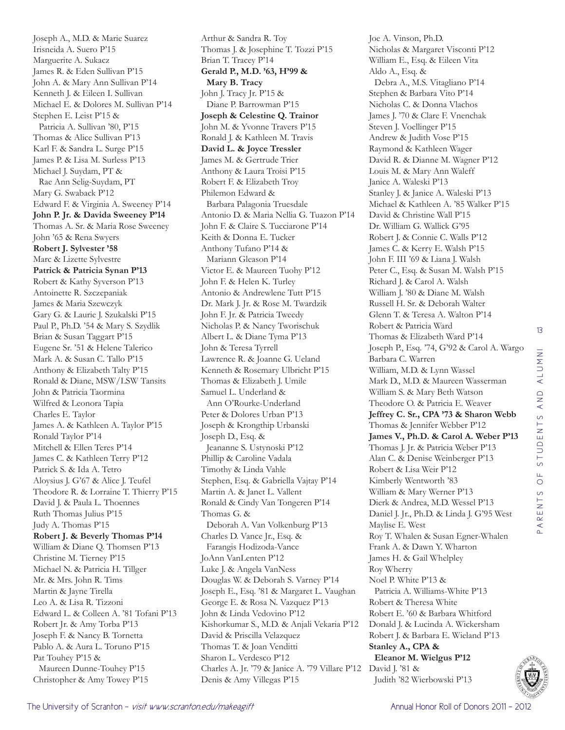Joseph A., M.D. & Marie Suarez
Irisneida A. Suero P'15
Marguerite A. Sukacz
James R. & Eden Sullivan P'15
John A. & Mary Ann Sullivan P'14
Kenneth J. & Eileen I. Sullivan
Michael E. & Dolores M. Sullivan P'14
Stephen E. Leist P'15 &
  Patricia A. Sullivan '80, P'15
Thomas & Alice Sullivan P'13
Karl F. & Sandra L. Surge P'15
James P. & Lisa M. Surless P'13
Michael J. Suydam, PT &
  Rae Ann Selig-Suydam, PT
Mary G. Swaback P'12
Edward F. & Virginia A. Sweeney P'14
**John P. Jr. & Davida Sweeney P'14**
Thomas A. Sr. & Maria Rose Sweeney
John '65 & Rena Swyers
**Robert J. Sylvester '58**
Marc & Lizette Sylvestre
**Patrick & Patricia Synan P'13**
Robert & Kathy Syverson P'13
Antoinette R. Szczepaniak
James & Maria Szewczyk
Gary G. & Laurie J. Szukalski P'15
Paul P., Ph.D. '54 & Mary S. Szydlik
Brian & Susan Taggart P'15
Eugene Sr. '51 & Helene Talerico
Mark A. & Susan C. Tallo P'15
Anthony & Elizabeth Talty P'15
Ronald & Diane, MSW/LSW Tansits
John & Patricia Taormina
Wilfred & Leonora Tapia
Charles E. Taylor
James A. & Kathleen A. Taylor P'15
Ronald Taylor P'14
Mitchell & Ellen Teres P'14
James C. & Kathleen Terry P'12
Patrick S. & Ida A. Tetro
Aloysius J. G'67 & Alice J. Teufel
Theodore R. & Lorraine T. Thierry P'15
David J. & Paula L. Thoennes
Ruth Thomas Julius P'15
Judy A. Thomas P'15
**Robert J. & Beverly Thomas P'14**
William & Diane Q. Thomsen P'13
Christine M. Tierney P'15
Michael N. & Patricia H. Tillger
Mr. & Mrs. John R. Tims
Martin & Jayne Tirella
Leo A. & Lisa R. Tizzoni
Edward L. & Colleen A. '81 Tofani P'13
Robert Jr. & Amy Torba P'13
Joseph F. & Nancy B. Tornetta
Pablo A. & Aura L. Toruno P'15
Pat Touhey P'15 &
  Maureen Dunne-Touhey P'15
Christopher & Amy Towey P'15
Arthur & Sandra R. Toy
Thomas J. & Josephine T. Tozzi P'15
Brian T. Tracey P'14
**Gerald P., M.D. '63, H'99 &**
  **Mary B. Tracy**
John J. Tracy Jr. P'15 &
  Diane P. Barrowman P'15
**Joseph & Celestine Q. Trainor**
John M. & Yvonne Travers P'15
Ronald J. & Kathleen M. Travis
**David L. & Joyce Tressler**
James M. & Gertrude Trier
Anthony & Laura Troisi P'15
Robert F. & Elizabeth Troy
Philemon Edward &
  Barbara Palagonia Truesdale
Antonio D. & Maria Nellia G. Tuazon P'14
John F. & Claire S. Tucciarone P'14
Keith & Donna E. Tucker
Anthony Tufano P'14 &
  Mariann Gleason P'14
Victor E. & Maureen Tuohy P'12
John F. & Helen K. Turley
Antonio & Andrewlene Tutt P'15
Dr. Mark J. Jr. & Rose M. Twardzik
John F. Jr. & Patricia Tweedy
Nicholas P. & Nancy Tworischuk
Albert L. & Diane Tyma P'13
John & Teresa Tyrrell
Lawrence R. & Joanne G. Ueland
Kenneth & Rosemary Ulbricht P'15
Thomas & Elizabeth J. Umile
Samuel L. Underland &
  Ann O'Rourke-Underland
Peter & Dolores Urban P'13
Joseph & Krongthip Urbanski
Joseph D., Esq. &
  Jeananne S. Ustynoski P'12
Phillip & Caroline Vadala
Timothy & Linda Vahle
Stephen, Esq. & Gabriella Vajtay P'14
Martin A. & Janet L. Vallent
Ronald & Cindy Van Tongeren P'14
Thomas G. &
  Deborah A. Van Volkenburg P'13
Charles D. Vance Jr., Esq. &
  Farangis Hodizoda-Vance
JoAnn VanLenten P'12
Luke J. & Angela VanNess
Douglas W. & Deborah S. Varney P'14
Joseph E., Esq. '81 & Margaret L. Vaughan
George E. & Rosa N. Vazquez P'13
John & Linda Vedovino P'12
Kishorkumar S., M.D. & Anjali Vekaria P'12
David & Priscilla Velazquez
Thomas T. & Joan Venditti
Sharon L. Verdesco P'12
Charles A. Jr. '79 & Janice A. '79 Villare P'12
Denis & Amy Villegas P'15
Joe A. Vinson, Ph.D.
Nicholas & Margaret Visconti P'12
William E., Esq. & Eileen Vita
Aldo A., Esq. &
  Debra A., M.S. Vitagliano P'14
Stephen & Barbara Vito P'14
Nicholas C. & Donna Vlachos
James J. '70 & Clare F. Vnenchak
Steven J. Voellinger P'15
Andrew & Judith Vose P'15
Raymond & Kathleen Wager
David R. & Dianne M. Wagner P'12
Louis M. & Mary Ann Waleff
Janice A. Waleski P'13
Stanley J. & Janice A. Waleski P'13
Michael & Kathleen A. '85 Walker P'15
David & Christine Wall P'15
Dr. William G. Wallick G'95
Robert J. & Connie C. Walls P'12
James C. & Kerry E. Walsh P'15
John F. III '69 & Liana J. Walsh
Peter C., Esq. & Susan M. Walsh P'15
Richard J. & Carol A. Walsh
William J. '80 & Diane M. Walsh
Russell H. Sr. & Deborah Walter
Glenn T. & Teresa A. Walton P'14
Robert & Patricia Ward
Thomas & Elizabeth Ward P'14
Joseph P., Esq. '74, G'92 & Carol A. Wargo
Barbara C. Warren
William, M.D. & Lynn Wassel
Mark D., M.D. & Maureen Wasserman
William S. & Mary Beth Watson
Theodore O. & Patricia E. Weaver
**Jeffrey C. Sr., CPA '73 & Sharon Webb**
Thomas & Jennifer Webber P'12
**James V., Ph.D. & Carol A. Weber P'13**
Thomas J. Jr. & Patricia Weber P'13
Alan C. & Denise Weinberger P'13
Robert & Lisa Weir P'12
Kimberly Wentworth '83
William & Mary Werner P'13
Dierk & Andrea, M.D. Wessel P'13
Daniel J. Jr., Ph.D. & Linda J. G'95 West
Maylise E. West
Roy T. Whalen & Susan Egner-Whalen
Frank A. & Dawn Y. Wharton
James H. & Gail Whelpley
Roy Wherry
Noel P. White P'13 &
  Patricia A. Williams-White P'13
Robert & Theresa White
Robert E. '60 & Barbara Whitford
Donald J. & Lucinda A. Wickersham
Robert J. & Barbara E. Wieland P'13
**Stanley A., CPA &**
  **Eleanor M. Wielgus P'12**
David J. '81 &
  Judith '82 Wierbowski P'13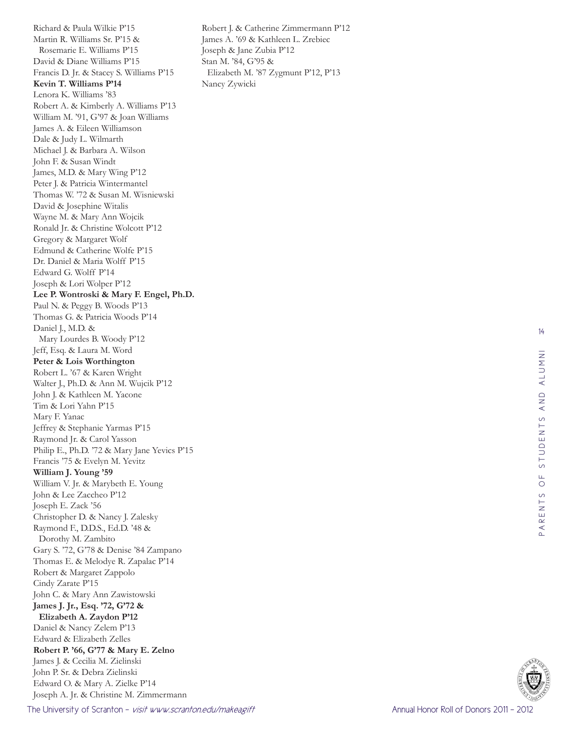Richard & Paula Wilkie P'15
Martin R. Williams Sr. P'15 &
Rosemarie E. Williams P'15
David & Diane Williams P'15
Francis D. Jr. & Stacey S. Williams P'15
**Kevin T. Williams P'14**
Lenora K. Williams '83
Robert A. & Kimberly A. Williams P'13
William M. '91, G'97 & Joan Williams
James A. & Eileen Williamson
Dale & Judy L. Wilmarth
Michael J. & Barbara A. Wilson
John F. & Susan Windt
James, M.D. & Mary Wing P'12
Peter J. & Patricia Wintermantel
Thomas W. '72 & Susan M. Wisniewski
David & Josephine Witalis
Wayne M. & Mary Ann Wojcik
Ronald Jr. & Christine Wolcott P'12
Gregory & Margaret Wolf
Edmund & Catherine Wolfe P'15
Dr. Daniel & Maria Wolff P'15
Edward G. Wolff P'14
Joseph & Lori Wolper P'12
**Lee P. Wontroski & Mary F. Engel, Ph.D.**
Paul N. & Peggy B. Woods P'13
Thomas G. & Patricia Woods P'14
Daniel J., M.D. &
Mary Lourdes B. Woody P'12
Jeff, Esq. & Laura M. Word
**Peter & Lois Worthington**
Robert L. '67 & Karen Wright
Walter J., Ph.D. & Ann M. Wujcik P'12
John J. & Kathleen M. Yacone
Tim & Lori Yahn P'15
Mary F. Yanac
Jeffrey & Stephanie Yarmas P'15
Raymond Jr. & Carol Yasson
Philip E., Ph.D. '72 & Mary Jane Yevics P'15
Francis '75 & Evelyn M. Yevitz
**William J. Young '59**
William V. Jr. & Marybeth E. Young
John & Lee Zaccheo P'12
Joseph E. Zack '56
Christopher D. & Nancy J. Zalesky
Raymond F., D.D.S., Ed.D. '48 &
Dorothy M. Zambito
Gary S. '72, G'78 & Denise '84 Zampano
Thomas E. & Melodye R. Zapalac P'14
Robert & Margaret Zappolo
Cindy Zarate P'15
John C. & Mary Ann Zawistowski
**James J. Jr., Esq. '72, G'72 &
Elizabeth A. Zaydon P'12**
Daniel & Nancy Zelem P'13
Edward & Elizabeth Zelles
**Robert P. '66, G'77 & Mary E. Zelno**
James J. & Cecilia M. Zielinski
John P. Sr. & Debra Zielinski
Edward O. & Mary A. Zielke P'14
Joseph A. Jr. & Christine M. Zimmermann
Robert J. & Catherine Zimmermann P'12
James A. '69 & Kathleen L. Zrebiec
Joseph & Jane Zubia P'12
Stan M. '84, G'95 &
Elizabeth M. '87 Zygmunt P'12, P'13
Nancy Zywicki